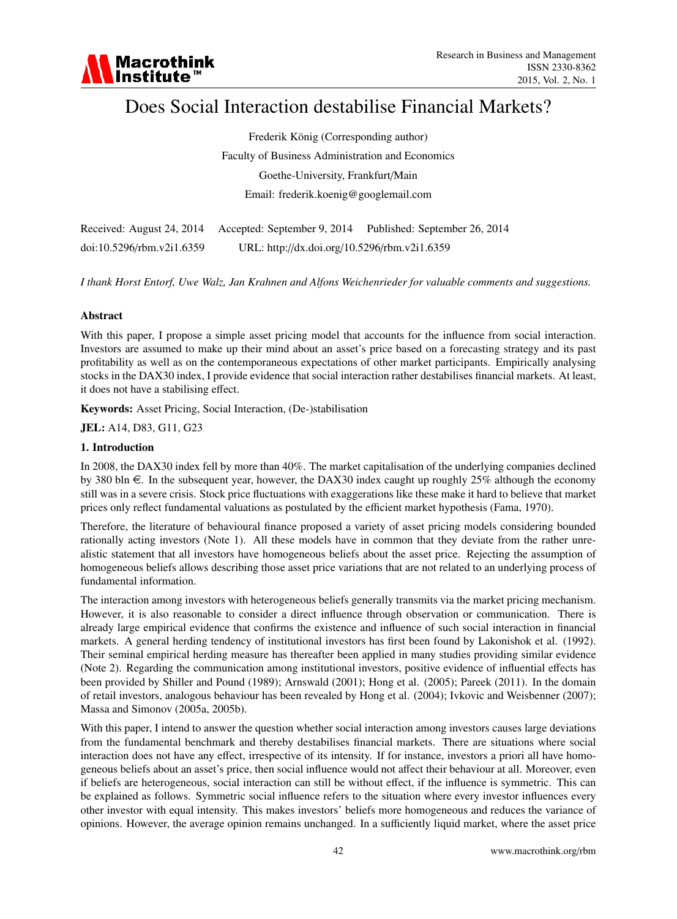# Does Social Interaction destabilise Financial Markets?

Frederik König (Corresponding author)

Faculty of Business Administration and Economics

Goethe-University, Frankfurt/Main

Email: frederik.koenig@googlemail.com

Received: August 24, 2014 Accepted: September 9, 2014 Published: September 26, 2014

doi:10.5296/rbm.v2i1.6359 URL: http://dx.doi.org/10.5296/rbm.v2i1.6359

*I thank Horst Entorf, Uwe Walz, Jan Krahnen and Alfons Weichenrieder for valuable comments and suggestions.*

**Abstract**

With this paper, I propose a simple asset pricing model that accounts for the influence from social interaction. Investors are assumed to make up their mind about an asset's price based on a forecasting strategy and its past profitability as well as on the contemporaneous expectations of other market participants. Empirically analysing stocks in the DAX30 index, I provide evidence that social interaction rather destabilises financial markets. At least, it does not have a stabilising effect.

**Keywords:** Asset Pricing, Social Interaction, (De-)stabilisation

**JEL:** A14, D83, G11, G23

## 1. Introduction

In 2008, the DAX30 index fell by more than 40%. The market capitalisation of the underlying companies declined by 380 bln €. In the subsequent year, however, the DAX30 index caught up roughly 25% although the economy still was in a severe crisis. Stock price fluctuations with exaggerations like these make it hard to believe that market prices only reflect fundamental valuations as postulated by the efficient market hypothesis (Fama, 1970).

Therefore, the literature of behavioural finance proposed a variety of asset pricing models considering bounded rationally acting investors (Note 1). All these models have in common that they deviate from the rather unrealistic statement that all investors have homogeneous beliefs about the asset price. Rejecting the assumption of homogeneous beliefs allows describing those asset price variations that are not related to an underlying process of fundamental information.

The interaction among investors with heterogeneous beliefs generally transmits via the market pricing mechanism. However, it is also reasonable to consider a direct influence through observation or communication. There is already large empirical evidence that confirms the existence and influence of such social interaction in financial markets. A general herding tendency of institutional investors has first been found by Lakonishok et al. (1992). Their seminal empirical herding measure has thereafter been applied in many studies providing similar evidence (Note 2). Regarding the communication among institutional investors, positive evidence of influential effects has been provided by Shiller and Pound (1989); Arnswald (2001); Hong et al. (2005); Pareek (2011). In the domain of retail investors, analogous behaviour has been revealed by Hong et al. (2004); Ivkovic and Weisbenner (2007); Massa and Simonov (2005a, 2005b).

With this paper, I intend to answer the question whether social interaction among investors causes large deviations from the fundamental benchmark and thereby destabilises financial markets. There are situations where social interaction does not have any effect, irrespective of its intensity. If for instance, investors a priori all have homogeneous beliefs about an asset's price, then social influence would not affect their behaviour at all. Moreover, even if beliefs are heterogeneous, social interaction can still be without effect, if the influence is symmetric. This can be explained as follows. Symmetric social influence refers to the situation where every investor influences every other investor with equal intensity. This makes investors' beliefs more homogeneous and reduces the variance of opinions. However, the average opinion remains unchanged. In a sufficiently liquid market, where the asset price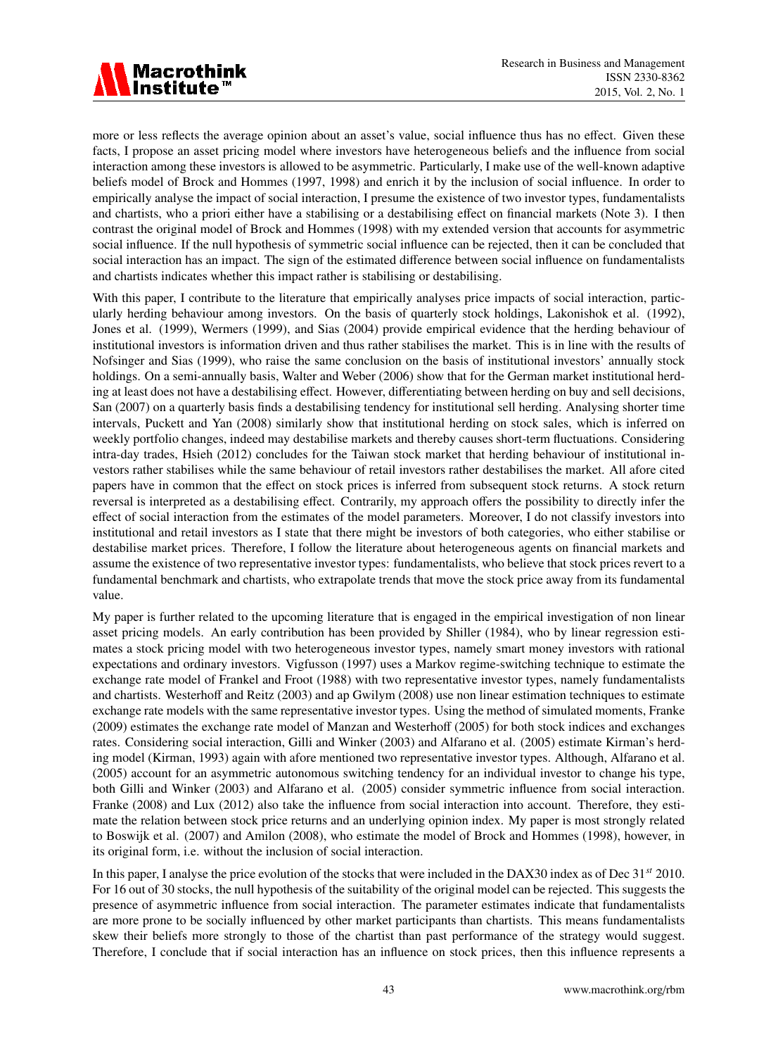more or less reflects the average opinion about an asset's value, social influence thus has no effect. Given these facts, I propose an asset pricing model where investors have heterogeneous beliefs and the influence from social interaction among these investors is allowed to be asymmetric. Particularly, I make use of the well-known adaptive beliefs model of Brock and Hommes (1997, 1998) and enrich it by the inclusion of social influence. In order to empirically analyse the impact of social interaction, I presume the existence of two investor types, fundamentalists and chartists, who a priori either have a stabilising or a destabilising effect on financial markets (Note 3). I then contrast the original model of Brock and Hommes (1998) with my extended version that accounts for asymmetric social influence. If the null hypothesis of symmetric social influence can be rejected, then it can be concluded that social interaction has an impact. The sign of the estimated difference between social influence on fundamentalists and chartists indicates whether this impact rather is stabilising or destabilising.

With this paper, I contribute to the literature that empirically analyses price impacts of social interaction, particularly herding behaviour among investors. On the basis of quarterly stock holdings, Lakonishok et al. (1992), Jones et al. (1999), Wermers (1999), and Sias (2004) provide empirical evidence that the herding behaviour of institutional investors is information driven and thus rather stabilises the market. This is in line with the results of Nofsinger and Sias (1999), who raise the same conclusion on the basis of institutional investors' annually stock holdings. On a semi-annually basis, Walter and Weber (2006) show that for the German market institutional herding at least does not have a destabilising effect. However, differentiating between herding on buy and sell decisions, San (2007) on a quarterly basis finds a destabilising tendency for institutional sell herding. Analysing shorter time intervals, Puckett and Yan (2008) similarly show that institutional herding on stock sales, which is inferred on weekly portfolio changes, indeed may destabilise markets and thereby causes short-term fluctuations. Considering intra-day trades, Hsieh (2012) concludes for the Taiwan stock market that herding behaviour of institutional investors rather stabilises while the same behaviour of retail investors rather destabilises the market. All afore cited papers have in common that the effect on stock prices is inferred from subsequent stock returns. A stock return reversal is interpreted as a destabilising effect. Contrarily, my approach offers the possibility to directly infer the effect of social interaction from the estimates of the model parameters. Moreover, I do not classify investors into institutional and retail investors as I state that there might be investors of both categories, who either stabilise or destabilise market prices. Therefore, I follow the literature about heterogeneous agents on financial markets and assume the existence of two representative investor types: fundamentalists, who believe that stock prices revert to a fundamental benchmark and chartists, who extrapolate trends that move the stock price away from its fundamental value.

My paper is further related to the upcoming literature that is engaged in the empirical investigation of non linear asset pricing models. An early contribution has been provided by Shiller (1984), who by linear regression estimates a stock pricing model with two heterogeneous investor types, namely smart money investors with rational expectations and ordinary investors. Vigfusson (1997) uses a Markov regime-switching technique to estimate the exchange rate model of Frankel and Froot (1988) with two representative investor types, namely fundamentalists and chartists. Westerhoff and Reitz (2003) and ap Gwilym (2008) use non linear estimation techniques to estimate exchange rate models with the same representative investor types. Using the method of simulated moments, Franke (2009) estimates the exchange rate model of Manzan and Westerhoff (2005) for both stock indices and exchanges rates. Considering social interaction, Gilli and Winker (2003) and Alfarano et al. (2005) estimate Kirman's herding model (Kirman, 1993) again with afore mentioned two representative investor types. Although, Alfarano et al. (2005) account for an asymmetric autonomous switching tendency for an individual investor to change his type, both Gilli and Winker (2003) and Alfarano et al. (2005) consider symmetric influence from social interaction. Franke (2008) and Lux (2012) also take the influence from social interaction into account. Therefore, they estimate the relation between stock price returns and an underlying opinion index. My paper is most strongly related to Boswijk et al. (2007) and Amilon (2008), who estimate the model of Brock and Hommes (1998), however, in its original form, i.e. without the inclusion of social interaction.

In this paper, I analyse the price evolution of the stocks that were included in the DAX30 index as of Dec 31$^{st}$ 2010. For 16 out of 30 stocks, the null hypothesis of the suitability of the original model can be rejected. This suggests the presence of asymmetric influence from social interaction. The parameter estimates indicate that fundamentalists are more prone to be socially influenced by other market participants than chartists. This means fundamentalists skew their beliefs more strongly to those of the chartist than past performance of the strategy would suggest. Therefore, I conclude that if social interaction has an influence on stock prices, then this influence represents a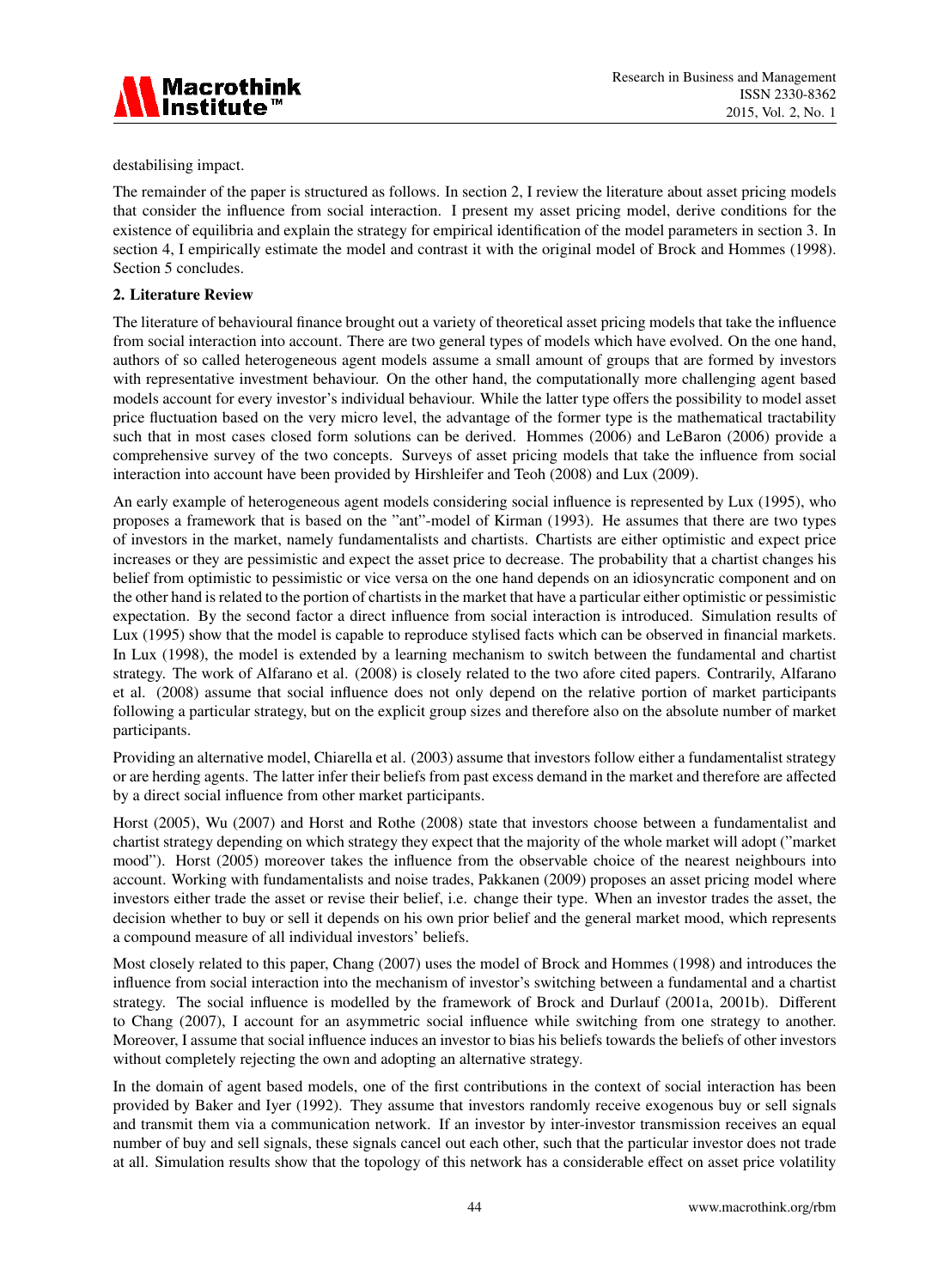destabilising impact.

The remainder of the paper is structured as follows. In section 2, I review the literature about asset pricing models that consider the influence from social interaction. I present my asset pricing model, derive conditions for the existence of equilibria and explain the strategy for empirical identification of the model parameters in section 3. In section 4, I empirically estimate the model and contrast it with the original model of Brock and Hommes (1998). Section 5 concludes.

## 2. Literature Review

The literature of behavioural finance brought out a variety of theoretical asset pricing models that take the influence from social interaction into account. There are two general types of models which have evolved. On the one hand, authors of so called heterogeneous agent models assume a small amount of groups that are formed by investors with representative investment behaviour. On the other hand, the computationally more challenging agent based models account for every investor's individual behaviour. While the latter type offers the possibility to model asset price fluctuation based on the very micro level, the advantage of the former type is the mathematical tractability such that in most cases closed form solutions can be derived. Hommes (2006) and LeBaron (2006) provide a comprehensive survey of the two concepts. Surveys of asset pricing models that take the influence from social interaction into account have been provided by Hirshleifer and Teoh (2008) and Lux (2009).

An early example of heterogeneous agent models considering social influence is represented by Lux (1995), who proposes a framework that is based on the "ant"-model of Kirman (1993). He assumes that there are two types of investors in the market, namely fundamentalists and chartists. Chartists are either optimistic and expect price increases or they are pessimistic and expect the asset price to decrease. The probability that a chartist changes his belief from optimistic to pessimistic or vice versa on the one hand depends on an idiosyncratic component and on the other hand is related to the portion of chartists in the market that have a particular either optimistic or pessimistic expectation. By the second factor a direct influence from social interaction is introduced. Simulation results of Lux (1995) show that the model is capable to reproduce stylised facts which can be observed in financial markets. In Lux (1998), the model is extended by a learning mechanism to switch between the fundamental and chartist strategy. The work of Alfarano et al. (2008) is closely related to the two afore cited papers. Contrarily, Alfarano et al. (2008) assume that social influence does not only depend on the relative portion of market participants following a particular strategy, but on the explicit group sizes and therefore also on the absolute number of market participants.

Providing an alternative model, Chiarella et al. (2003) assume that investors follow either a fundamentalist strategy or are herding agents. The latter infer their beliefs from past excess demand in the market and therefore are affected by a direct social influence from other market participants.

Horst (2005), Wu (2007) and Horst and Rothe (2008) state that investors choose between a fundamentalist and chartist strategy depending on which strategy they expect that the majority of the whole market will adopt ("market mood"). Horst (2005) moreover takes the influence from the observable choice of the nearest neighbours into account. Working with fundamentalists and noise trades, Pakkanen (2009) proposes an asset pricing model where investors either trade the asset or revise their belief, i.e. change their type. When an investor trades the asset, the decision whether to buy or sell it depends on his own prior belief and the general market mood, which represents a compound measure of all individual investors' beliefs.

Most closely related to this paper, Chang (2007) uses the model of Brock and Hommes (1998) and introduces the influence from social interaction into the mechanism of investor's switching between a fundamental and a chartist strategy. The social influence is modelled by the framework of Brock and Durlauf (2001a, 2001b). Different to Chang (2007), I account for an asymmetric social influence while switching from one strategy to another. Moreover, I assume that social influence induces an investor to bias his beliefs towards the beliefs of other investors without completely rejecting the own and adopting an alternative strategy.

In the domain of agent based models, one of the first contributions in the context of social interaction has been provided by Baker and Iyer (1992). They assume that investors randomly receive exogenous buy or sell signals and transmit them via a communication network. If an investor by inter-investor transmission receives an equal number of buy and sell signals, these signals cancel out each other, such that the particular investor does not trade at all. Simulation results show that the topology of this network has a considerable effect on asset price volatility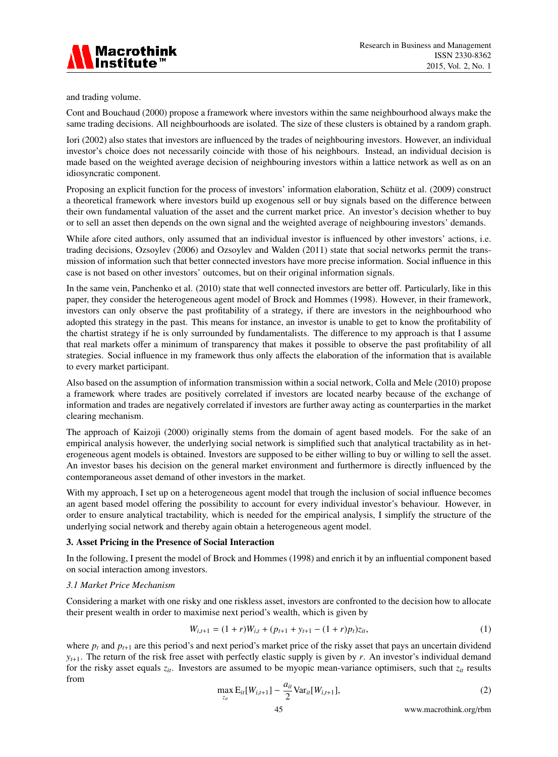and trading volume.

Cont and Bouchaud (2000) propose a framework where investors within the same neighbourhood always make the same trading decisions. All neighbourhoods are isolated. The size of these clusters is obtained by a random graph.

Iori (2002) also states that investors are influenced by the trades of neighbouring investors. However, an individual investor's choice does not necessarily coincide with those of his neighbours. Instead, an individual decision is made based on the weighted average decision of neighbouring investors within a lattice network as well as on an idiosyncratic component.

Proposing an explicit function for the process of investors' information elaboration, Schütz et al. (2009) construct a theoretical framework where investors build up exogenous sell or buy signals based on the difference between their own fundamental valuation of the asset and the current market price. An investor's decision whether to buy or to sell an asset then depends on the own signal and the weighted average of neighbouring investors' demands.

While afore cited authors, only assumed that an individual investor is influenced by other investors' actions, i.e. trading decisions, Ozsoylev (2006) and Ozsoylev and Walden (2011) state that social networks permit the transmission of information such that better connected investors have more precise information. Social influence in this case is not based on other investors' outcomes, but on their original information signals.

In the same vein, Panchenko et al. (2010) state that well connected investors are better off. Particularly, like in this paper, they consider the heterogeneous agent model of Brock and Hommes (1998). However, in their framework, investors can only observe the past profitability of a strategy, if there are investors in the neighbourhood who adopted this strategy in the past. This means for instance, an investor is unable to get to know the profitability of the chartist strategy if he is only surrounded by fundamentalists. The difference to my approach is that I assume that real markets offer a minimum of transparency that makes it possible to observe the past profitability of all strategies. Social influence in my framework thus only affects the elaboration of the information that is available to every market participant.

Also based on the assumption of information transmission within a social network, Colla and Mele (2010) propose a framework where trades are positively correlated if investors are located nearby because of the exchange of information and trades are negatively correlated if investors are further away acting as counterparties in the market clearing mechanism.

The approach of Kaizoji (2000) originally stems from the domain of agent based models. For the sake of an empirical analysis however, the underlying social network is simplified such that analytical tractability as in heterogeneous agent models is obtained. Investors are supposed to be either willing to buy or willing to sell the asset. An investor bases his decision on the general market environment and furthermore is directly influenced by the contemporaneous asset demand of other investors in the market.

With my approach, I set up on a heterogeneous agent model that trough the inclusion of social influence becomes an agent based model offering the possibility to account for every individual investor's behaviour. However, in order to ensure analytical tractability, which is needed for the empirical analysis, I simplify the structure of the underlying social network and thereby again obtain a heterogeneous agent model.

## 3. Asset Pricing in the Presence of Social Interaction

In the following, I present the model of Brock and Hommes (1998) and enrich it by an influential component based on social interaction among investors.

### *3.1 Market Price Mechanism*

Considering a market with one risky and one riskless asset, investors are confronted to the decision how to allocate their present wealth in order to maximise next period's wealth, which is given by

$$W_{i,t+1} = (1 + r)W_{i,t} + (p_{t+1} + y_{t+1} - (1 + r)p_t)z_{it}, \tag{1}$$

where $p_t$ and $p_{t+1}$ are this period's and next period's market price of the risky asset that pays an uncertain dividend $y_{t+1}$. The return of the risk free asset with perfectly elastic supply is given by $r$. An investor's individual demand for the risky asset equals $z_{it}$. Investors are assumed to be myopic mean-variance optimisers, such that $z_{it}$ results from

$$\max_{z_{it}} \mathrm{E}_{it}[W_{i,t+1}] - \frac{a_{it}}{2}\mathrm{Var}_{it}[W_{i,t+1}], \tag{2}$$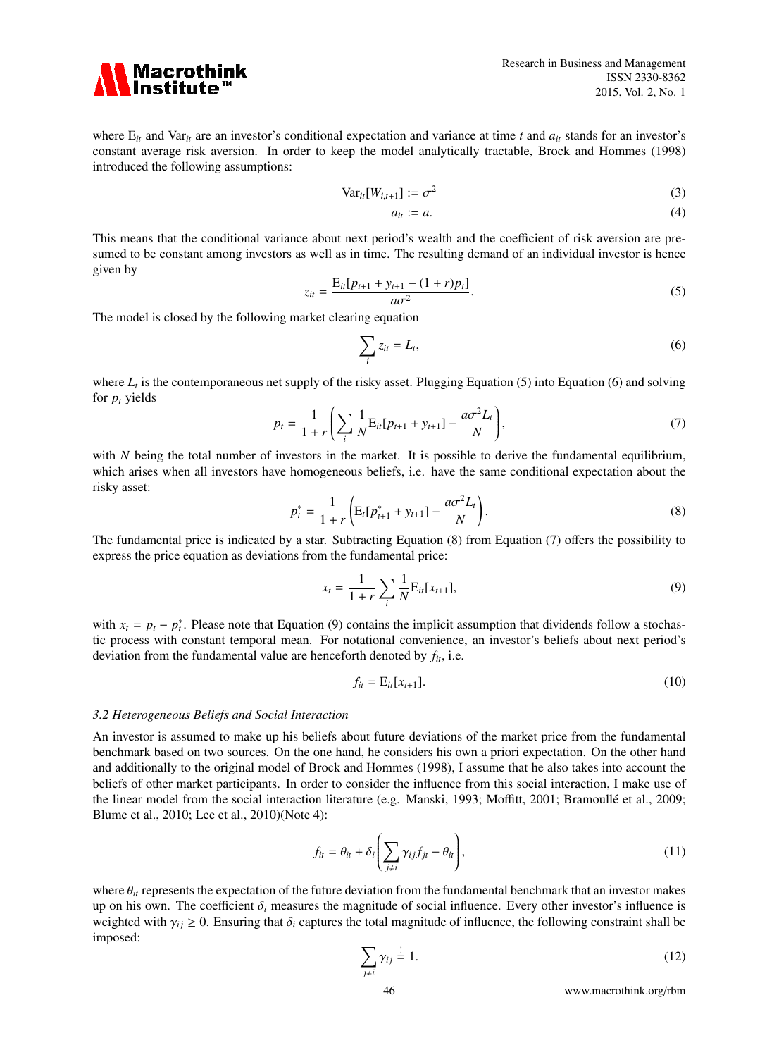where $\mathrm{E}_{it}$ and $\mathrm{Var}_{it}$ are an investor's conditional expectation and variance at time $t$ and $a_{it}$ stands for an investor's constant average risk aversion. In order to keep the model analytically tractable, Brock and Hommes (1998) introduced the following assumptions:

$$\mathrm{Var}_{it}[W_{i,t+1}] := \sigma^2 \tag{3}$$

$$a_{it} := a. \tag{4}$$

This means that the conditional variance about next period's wealth and the coefficient of risk aversion are presumed to be constant among investors as well as in time. The resulting demand of an individual investor is hence given by

$$z_{it} = \frac{\mathrm{E}_{it}[p_{t+1} + y_{t+1} - (1+r)p_t]}{a\sigma^2}. \tag{5}$$

The model is closed by the following market clearing equation

$$\sum_i z_{it} = L_t, \tag{6}$$

where $L_t$ is the contemporaneous net supply of the risky asset. Plugging Equation (5) into Equation (6) and solving for $p_t$ yields

$$p_t = \frac{1}{1+r}\left(\sum_i \frac{1}{N}\mathrm{E}_{it}[p_{t+1} + y_{t+1}] - \frac{a\sigma^2 L_t}{N}\right), \tag{7}$$

with $N$ being the total number of investors in the market. It is possible to derive the fundamental equilibrium, which arises when all investors have homogeneous beliefs, i.e. have the same conditional expectation about the risky asset:

$$p_t^* = \frac{1}{1+r}\left(\mathrm{E}_t[p_{t+1}^* + y_{t+1}] - \frac{a\sigma^2 L_t}{N}\right). \tag{8}$$

The fundamental price is indicated by a star. Subtracting Equation (8) from Equation (7) offers the possibility to express the price equation as deviations from the fundamental price:

$$x_t = \frac{1}{1+r}\sum_i \frac{1}{N}\mathrm{E}_{it}[x_{t+1}], \tag{9}$$

with $x_t = p_t - p_t^*$. Please note that Equation (9) contains the implicit assumption that dividends follow a stochastic process with constant temporal mean. For notational convenience, an investor's beliefs about next period's deviation from the fundamental value are henceforth denoted by $f_{it}$, i.e.

$$f_{it} = \mathrm{E}_{it}[x_{t+1}]. \tag{10}$$

### *3.2 Heterogeneous Beliefs and Social Interaction*

An investor is assumed to make up his beliefs about future deviations of the market price from the fundamental benchmark based on two sources. On the one hand, he considers his own a priori expectation. On the other hand and additionally to the original model of Brock and Hommes (1998), I assume that he also takes into account the beliefs of other market participants. In order to consider the influence from this social interaction, I make use of the linear model from the social interaction literature (e.g. Manski, 1993; Moffitt, 2001; Bramoullé et al., 2009; Blume et al., 2010; Lee et al., 2010)(Note 4):

$$f_{it} = \theta_{it} + \delta_i\left(\sum_{j \neq i} \gamma_{ij} f_{jt} - \theta_{it}\right), \tag{11}$$

where $\theta_{it}$ represents the expectation of the future deviation from the fundamental benchmark that an investor makes up on his own. The coefficient $\delta_i$ measures the magnitude of social influence. Every other investor's influence is weighted with $\gamma_{ij} \geq 0$. Ensuring that $\delta_i$ captures the total magnitude of influence, the following constraint shall be imposed:

$$\sum_{j \neq i} \gamma_{ij} \overset{!}{=} 1. \tag{12}$$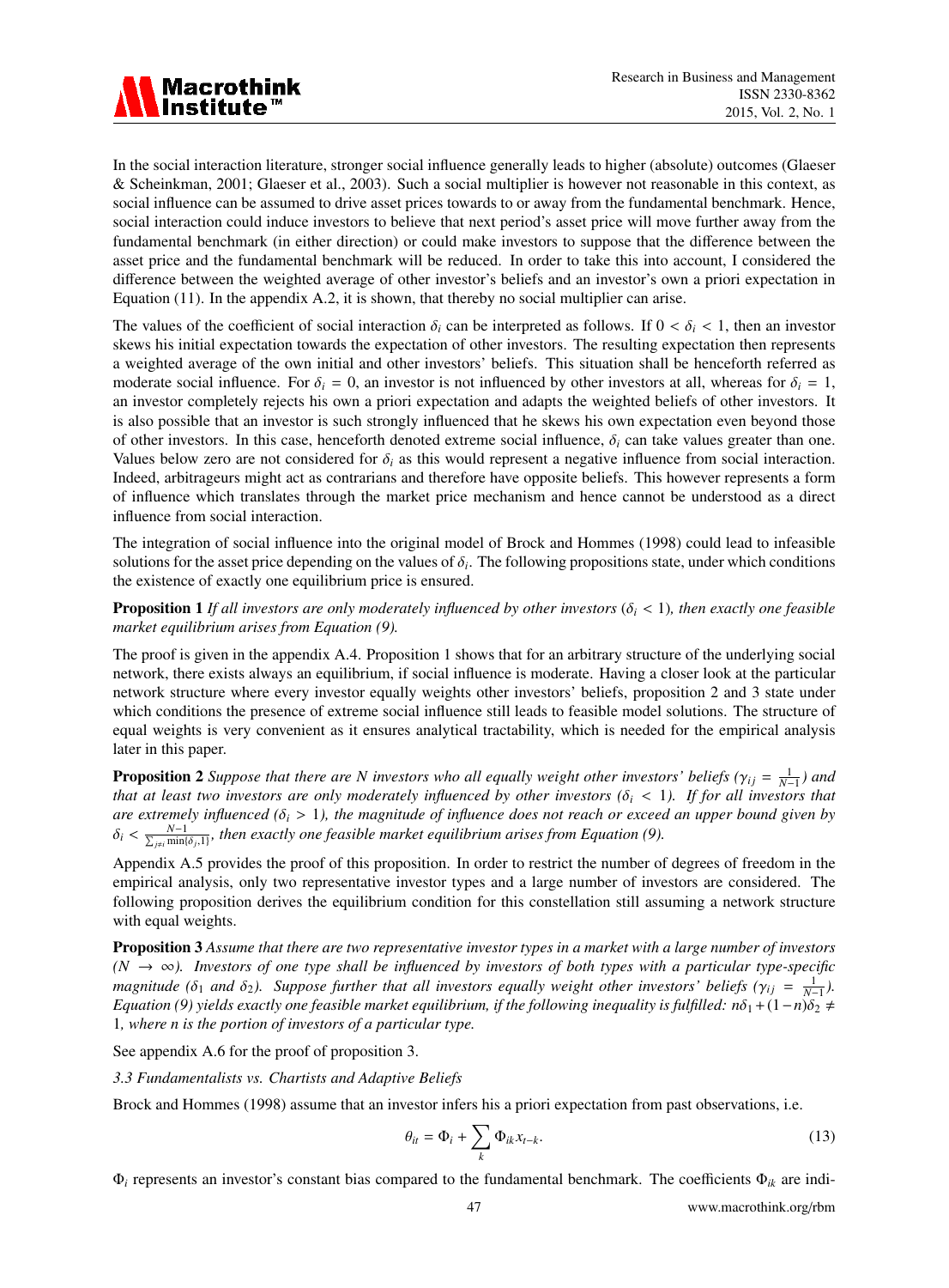In the social interaction literature, stronger social influence generally leads to higher (absolute) outcomes (Glaeser & Scheinkman, 2001; Glaeser et al., 2003). Such a social multiplier is however not reasonable in this context, as social influence can be assumed to drive asset prices towards to or away from the fundamental benchmark. Hence, social interaction could induce investors to believe that next period's asset price will move further away from the fundamental benchmark (in either direction) or could make investors to suppose that the difference between the asset price and the fundamental benchmark will be reduced. In order to take this into account, I considered the difference between the weighted average of other investor's beliefs and an investor's own a priori expectation in Equation (11). In the appendix A.2, it is shown, that thereby no social multiplier can arise.

The values of the coefficient of social interaction $\delta_i$ can be interpreted as follows. If $0 < \delta_i < 1$, then an investor skews his initial expectation towards the expectation of other investors. The resulting expectation then represents a weighted average of the own initial and other investors' beliefs. This situation shall be henceforth referred as moderate social influence. For $\delta_i = 0$, an investor is not influenced by other investors at all, whereas for $\delta_i = 1$, an investor completely rejects his own a priori expectation and adapts the weighted beliefs of other investors. It is also possible that an investor is such strongly influenced that he skews his own expectation even beyond those of other investors. In this case, henceforth denoted extreme social influence, $\delta_i$ can take values greater than one. Values below zero are not considered for $\delta_i$ as this would represent a negative influence from social interaction. Indeed, arbitrageurs might act as contrarians and therefore have opposite beliefs. This however represents a form of influence which translates through the market price mechanism and hence cannot be understood as a direct influence from social interaction.

The integration of social influence into the original model of Brock and Hommes (1998) could lead to infeasible solutions for the asset price depending on the values of $\delta_i$. The following propositions state, under which conditions the existence of exactly one equilibrium price is ensured.

**Proposition 1** *If all investors are only moderately influenced by other investors ($\delta_i < 1$), then exactly one feasible market equilibrium arises from Equation (9).*

The proof is given in the appendix A.4. Proposition 1 shows that for an arbitrary structure of the underlying social network, there exists always an equilibrium, if social influence is moderate. Having a closer look at the particular network structure where every investor equally weights other investors' beliefs, proposition 2 and 3 state under which conditions the presence of extreme social influence still leads to feasible model solutions. The structure of equal weights is very convenient as it ensures analytical tractability, which is needed for the empirical analysis later in this paper.

**Proposition 2** *Suppose that there are N investors who all equally weight other investors' beliefs ($\gamma_{ij} = \frac{1}{N-1}$) and that at least two investors are only moderately influenced by other investors ($\delta_i < 1$). If for all investors that are extremely influenced ($\delta_i > 1$), the magnitude of influence does not reach or exceed an upper bound given by $\delta_i < \frac{N-1}{\sum_{j \neq i} \min\{\delta_j, 1\}}$, then exactly one feasible market equilibrium arises from Equation (9).*

Appendix A.5 provides the proof of this proposition. In order to restrict the number of degrees of freedom in the empirical analysis, only two representative investor types and a large number of investors are considered. The following proposition derives the equilibrium condition for this constellation still assuming a network structure with equal weights.

**Proposition 3** *Assume that there are two representative investor types in a market with a large number of investors ($N \to \infty$). Investors of one type shall be influenced by investors of both types with a particular type-specific magnitude ($\delta_1$ and $\delta_2$). Suppose further that all investors equally weight other investors' beliefs ($\gamma_{ij} = \frac{1}{N-1}$). Equation (9) yields exactly one feasible market equilibrium, if the following inequality is fulfilled: $n\delta_1 + (1-n)\delta_2 \neq 1$, where n is the portion of investors of a particular type.*

See appendix A.6 for the proof of proposition 3.

### *3.3 Fundamentalists vs. Chartists and Adaptive Beliefs*

Brock and Hommes (1998) assume that an investor infers his a priori expectation from past observations, i.e.

$$\theta_{it} = \Phi_i + \sum_k \Phi_{ik} x_{t-k}. \tag{13}$$

$\Phi_i$ represents an investor's constant bias compared to the fundamental benchmark. The coefficients $\Phi_{ik}$ are indi-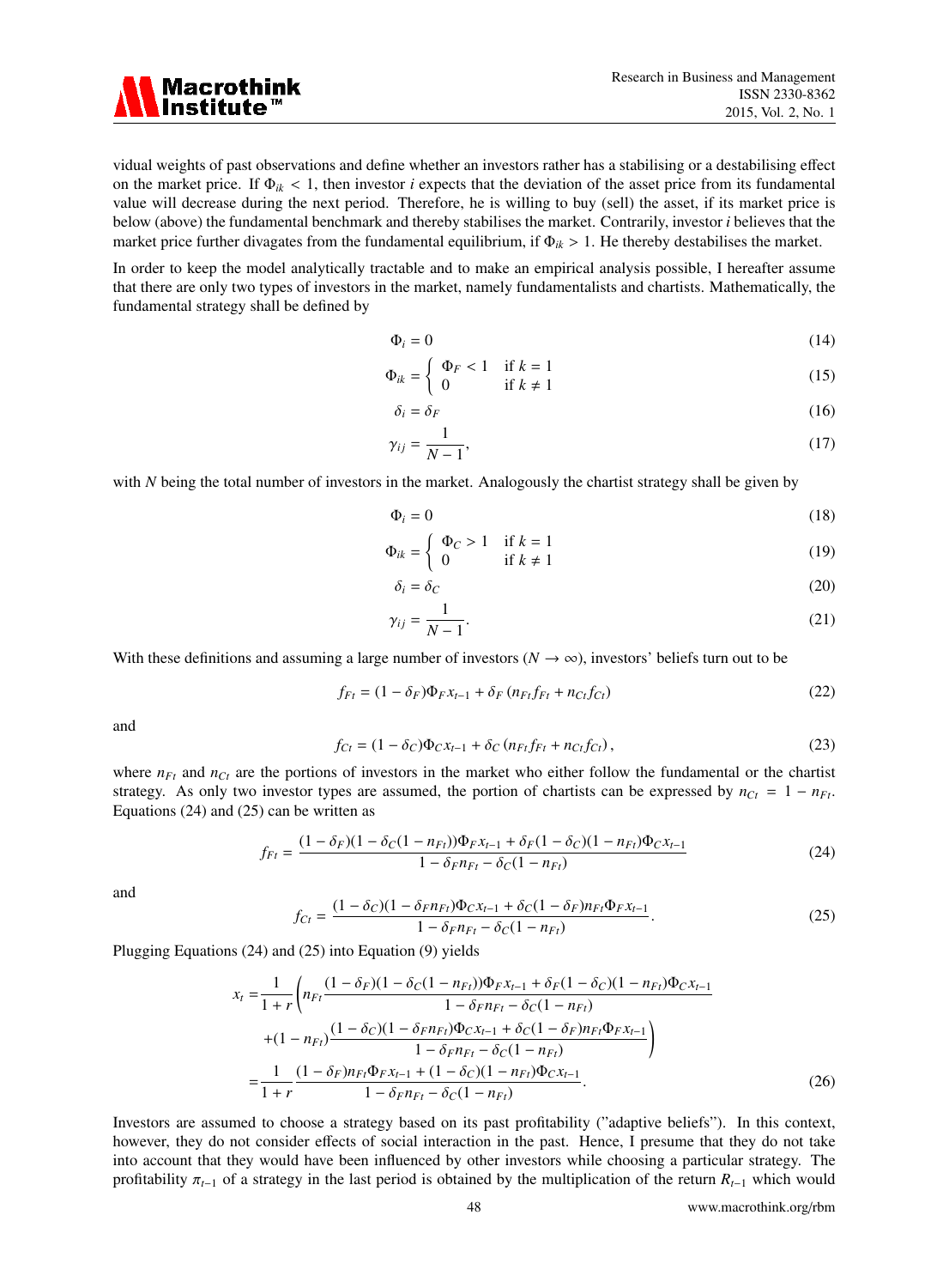vidual weights of past observations and define whether an investors rather has a stabilising or a destabilising effect on the market price. If $\Phi_{ik} < 1$, then investor $i$ expects that the deviation of the asset price from its fundamental value will decrease during the next period. Therefore, he is willing to buy (sell) the asset, if its market price is below (above) the fundamental benchmark and thereby stabilises the market. Contrarily, investor $i$ believes that the market price further divagates from the fundamental equilibrium, if $\Phi_{ik} > 1$. He thereby destabilises the market.

In order to keep the model analytically tractable and to make an empirical analysis possible, I hereafter assume that there are only two types of investors in the market, namely fundamentalists and chartists. Mathematically, the fundamental strategy shall be defined by

$$\Phi_i = 0 \tag{14}$$

$$\Phi_{ik} = \begin{cases} \Phi_F < 1 & \text{if } k = 1 \\ 0 & \text{if } k \neq 1 \end{cases} \tag{15}$$

$$\delta_i = \delta_F \tag{16}$$

$$\gamma_{ij} = \frac{1}{N-1}, \tag{17}$$

with $N$ being the total number of investors in the market. Analogously the chartist strategy shall be given by

$$\Phi_i = 0 \tag{18}$$

$$\Phi_{ik} = \begin{cases} \Phi_C > 1 & \text{if } k = 1 \\ 0 & \text{if } k \neq 1 \end{cases} \tag{19}$$

$$\delta_i = \delta_C \tag{20}$$

$$\gamma_{ij} = \frac{1}{N-1}. \tag{21}$$

With these definitions and assuming a large number of investors ($N \to \infty$), investors' beliefs turn out to be

$$f_{Ft} = (1-\delta_F)\Phi_F x_{t-1} + \delta_F \left(n_{Ft} f_{Ft} + n_{Ct} f_{Ct}\right) \tag{22}$$

and

$$f_{Ct} = (1-\delta_C)\Phi_C x_{t-1} + \delta_C \left(n_{Ft} f_{Ft} + n_{Ct} f_{Ct}\right), \tag{23}$$

where $n_{Ft}$ and $n_{Ct}$ are the portions of investors in the market who either follow the fundamental or the chartist strategy. As only two investor types are assumed, the portion of chartists can be expressed by $n_{Ct} = 1 - n_{Ft}$. Equations (24) and (25) can be written as

$$f_{Ft} = \frac{(1-\delta_F)(1-\delta_C(1-n_{Ft}))\Phi_F x_{t-1} + \delta_F(1-\delta_C)(1-n_{Ft})\Phi_C x_{t-1}}{1-\delta_F n_{Ft} - \delta_C(1-n_{Ft})} \tag{24}$$

and

$$f_{Ct} = \frac{(1-\delta_C)(1-\delta_F n_{Ft})\Phi_C x_{t-1} + \delta_C(1-\delta_F)n_{Ft}\Phi_F x_{t-1}}{1-\delta_F n_{Ft} - \delta_C(1-n_{Ft})}. \tag{25}$$

Plugging Equations (24) and (25) into Equation (9) yields

$$\begin{aligned} x_t =& \frac{1}{1+r}\left(n_{Ft}\frac{(1-\delta_F)(1-\delta_C(1-n_{Ft}))\Phi_F x_{t-1} + \delta_F(1-\delta_C)(1-n_{Ft})\Phi_C x_{t-1}}{1-\delta_F n_{Ft} - \delta_C(1-n_{Ft})}\right. \\ &\left. +(1-n_{Ft})\frac{(1-\delta_C)(1-\delta_F n_{Ft})\Phi_C x_{t-1} + \delta_C(1-\delta_F)n_{Ft}\Phi_F x_{t-1}}{1-\delta_F n_{Ft} - \delta_C(1-n_{Ft})}\right) \\ =& \frac{1}{1+r}\frac{(1-\delta_F)n_{Ft}\Phi_F x_{t-1} + (1-\delta_C)(1-n_{Ft})\Phi_C x_{t-1}}{1-\delta_F n_{Ft} - \delta_C(1-n_{Ft})}. \end{aligned} \tag{26}$$

Investors are assumed to choose a strategy based on its past profitability ("adaptive beliefs"). In this context, however, they do not consider effects of social interaction in the past. Hence, I presume that they do not take into account that they would have been influenced by other investors while choosing a particular strategy. The profitability $\pi_{t-1}$ of a strategy in the last period is obtained by the multiplication of the return $R_{t-1}$ which would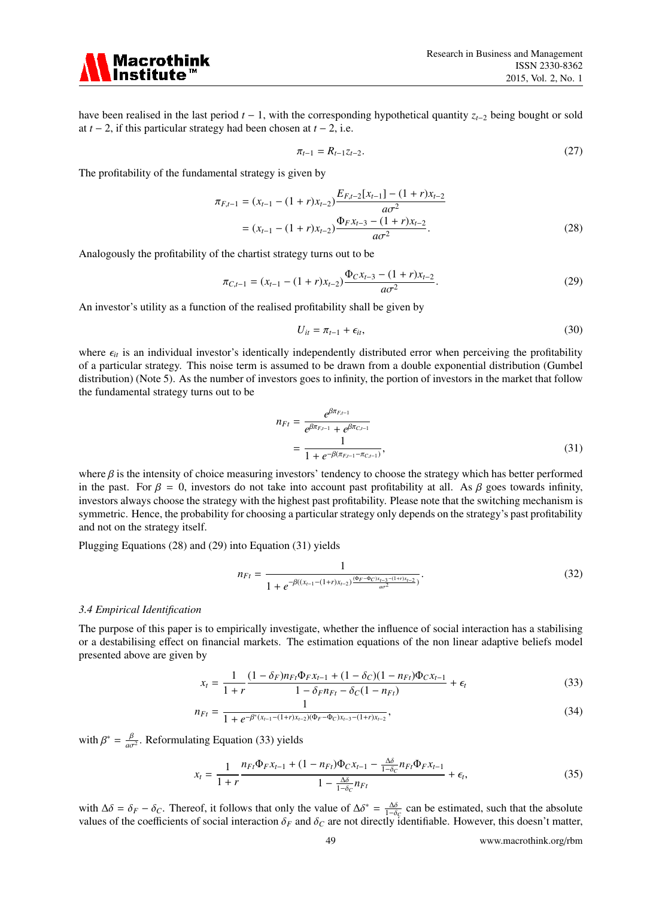have been realised in the last period $t-1$, with the corresponding hypothetical quantity $z_{t-2}$ being bought or sold at $t-2$, if this particular strategy had been chosen at $t-2$, i.e.

$$\pi_{t-1} = R_{t-1} z_{t-2}. \tag{27}$$

The profitability of the fundamental strategy is given by

$$\begin{aligned}\pi_{F,t-1} &= (x_{t-1} - (1+r)x_{t-2}) \frac{E_{F,t-2}[x_{t-1}] - (1+r)x_{t-2}}{a\sigma^2} \\ &= (x_{t-1} - (1+r)x_{t-2}) \frac{\Phi_F x_{t-3} - (1+r)x_{t-2}}{a\sigma^2}.\end{aligned} \tag{28}$$

Analogously the profitability of the chartist strategy turns out to be

$$\pi_{C,t-1} = (x_{t-1} - (1+r)x_{t-2}) \frac{\Phi_C x_{t-3} - (1+r)x_{t-2}}{a\sigma^2}. \tag{29}$$

An investor's utility as a function of the realised profitability shall be given by

$$U_{it} = \pi_{t-1} + \epsilon_{it}, \tag{30}$$

where $\epsilon_{it}$ is an individual investor's identically independently distributed error when perceiving the profitability of a particular strategy. This noise term is assumed to be drawn from a double exponential distribution (Gumbel distribution) (Note 5). As the number of investors goes to infinity, the portion of investors in the market that follow the fundamental strategy turns out to be

$$\begin{aligned}n_{Ft} &= \frac{e^{\beta \pi_{F,t-1}}}{e^{\beta \pi_{F,t-1}} + e^{\beta \pi_{C,t-1}}} \\ &= \frac{1}{1 + e^{-\beta(\pi_{F,t-1} - \pi_{C,t-1})}},\end{aligned} \tag{31}$$

where $\beta$ is the intensity of choice measuring investors' tendency to choose the strategy which has better performed in the past. For $\beta = 0$, investors do not take into account past profitability at all. As $\beta$ goes towards infinity, investors always choose the strategy with the highest past profitability. Please note that the switching mechanism is symmetric. Hence, the probability for choosing a particular strategy only depends on the strategy's past profitability and not on the strategy itself.

Plugging Equations (28) and (29) into Equation (31) yields

$$n_{Ft} = \frac{1}{1 + e^{-\beta\left((x_{t-1} - (1+r)x_{t-2}) \frac{(\Phi_F - \Phi_C)x_{t-3} - (1+r)x_{t-2}}{a\sigma^2}\right)}}. \tag{32}$$

### *3.4 Empirical Identification*

The purpose of this paper is to empirically investigate, whether the influence of social interaction has a stabilising or a destabilising effect on financial markets. The estimation equations of the non linear adaptive beliefs model presented above are given by

$$x_t = \frac{1}{1+r} \frac{(1-\delta_F)n_{Ft}\Phi_F x_{t-1} + (1-\delta_C)(1-n_{Ft})\Phi_C x_{t-1}}{1 - \delta_F n_{Ft} - \delta_C(1-n_{Ft})} + \epsilon_t \tag{33}$$

$$n_{Ft} = \frac{1}{1 + e^{-\beta^*(x_{t-1} - (1+r)x_{t-2})(\Phi_F - \Phi_C)x_{t-3} - (1+r)x_{t-2}}}, \tag{34}$$

with $\beta^* = \frac{\beta}{a\sigma^2}$. Reformulating Equation (33) yields

$$x_t = \frac{1}{1+r} \frac{n_{Ft}\Phi_F x_{t-1} + (1-n_{Ft})\Phi_C x_{t-1} - \frac{\Delta\delta}{1-\delta_C} n_{Ft}\Phi_F x_{t-1}}{1 - \frac{\Delta\delta}{1-\delta_C} n_{Ft}} + \epsilon_t, \tag{35}$$

with $\Delta\delta = \delta_F - \delta_C$. Thereof, it follows that only the value of $\Delta\delta^* = \frac{\Delta\delta}{1-\delta_C}$ can be estimated, such that the absolute values of the coefficients of social interaction $\delta_F$ and $\delta_C$ are not directly identifiable. However, this doesn't matter,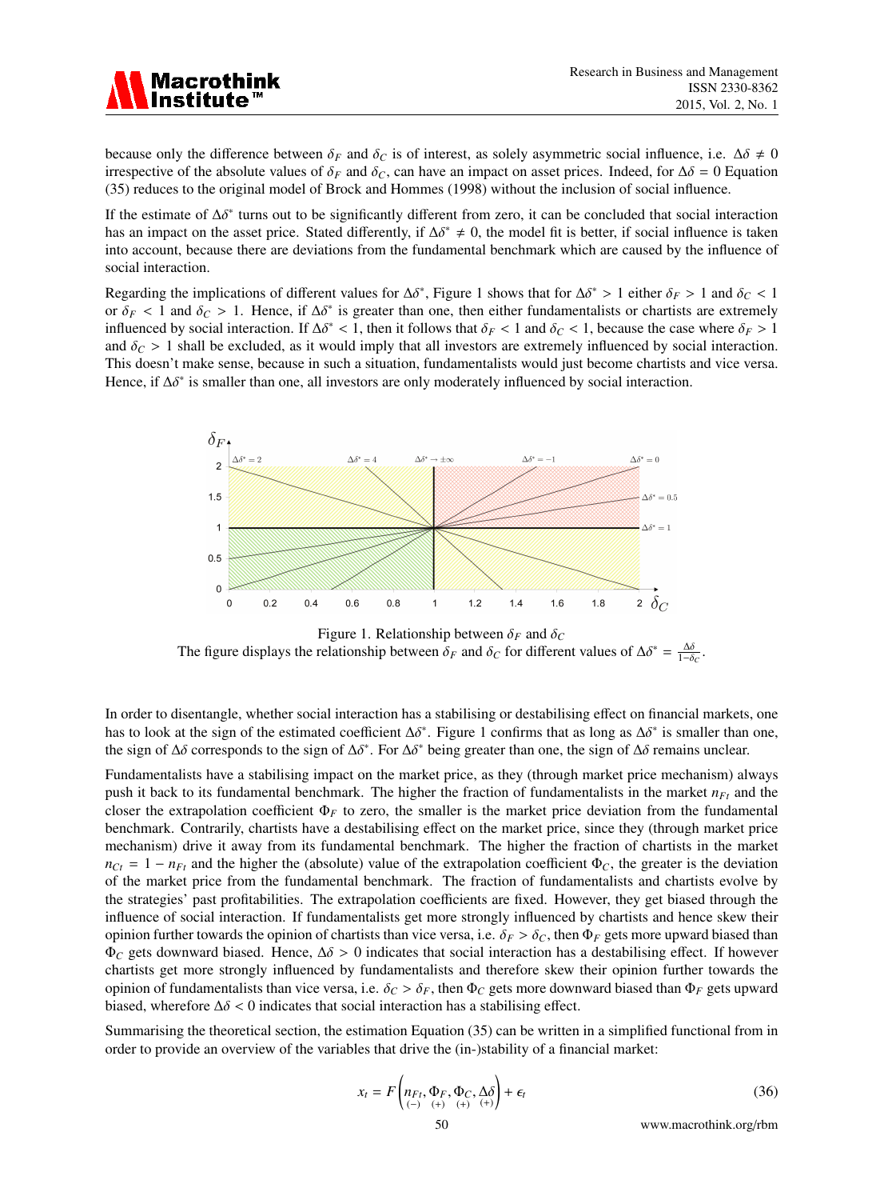because only the difference between $\delta_F$ and $\delta_C$ is of interest, as solely asymmetric social influence, i.e. $\Delta\delta \neq 0$ irrespective of the absolute values of $\delta_F$ and $\delta_C$, can have an impact on asset prices. Indeed, for $\Delta\delta = 0$ Equation (35) reduces to the original model of Brock and Hommes (1998) without the inclusion of social influence.

If the estimate of $\Delta\delta^*$ turns out to be significantly different from zero, it can be concluded that social interaction has an impact on the asset price. Stated differently, if $\Delta\delta^* \neq 0$, the model fit is better, if social influence is taken into account, because there are deviations from the fundamental benchmark which are caused by the influence of social interaction.

Regarding the implications of different values for $\Delta\delta^*$, Figure 1 shows that for $\Delta\delta^* > 1$ either $\delta_F > 1$ and $\delta_C < 1$ or $\delta_F < 1$ and $\delta_C > 1$. Hence, if $\Delta\delta^*$ is greater than one, then either fundamentalists or chartists are extremely influenced by social interaction. If $\Delta\delta^* < 1$, then it follows that $\delta_F < 1$ and $\delta_C < 1$, because the case where $\delta_F > 1$ and $\delta_C > 1$ shall be excluded, as it would imply that all investors are extremely influenced by social interaction. This doesn't make sense, because in such a situation, fundamentalists would just become chartists and vice versa. Hence, if $\Delta\delta^*$ is smaller than one, all investors are only moderately influenced by social interaction.

$\delta_F$
2
1.5
1
0.5
0
0 0.2 0.4 0.6 0.8 1 1.2 1.4 1.6 1.8 2 $\delta_C$
$\Delta\delta^* = 2$
$\Delta\delta^* = 4$
$\Delta\delta^* \to \pm\infty$
$\Delta\delta^* = -1$
$\Delta\delta^* = 0$
$\Delta\delta^* = 0.5$
$\Delta\delta^* = 1$

Figure 1. Relationship between $\delta_F$ and $\delta_C$

The figure displays the relationship between $\delta_F$ and $\delta_C$ for different values of $\Delta\delta^* = \frac{\Delta\delta}{1-\delta_C}$.

In order to disentangle, whether social interaction has a stabilising or destabilising effect on financial markets, one has to look at the sign of the estimated coefficient $\Delta\delta^*$. Figure 1 confirms that as long as $\Delta\delta^*$ is smaller than one, the sign of $\Delta\delta$ corresponds to the sign of $\Delta\delta^*$. For $\Delta\delta^*$ being greater than one, the sign of $\Delta\delta$ remains unclear.

Fundamentalists have a stabilising impact on the market price, as they (through market price mechanism) always push it back to its fundamental benchmark. The higher the fraction of fundamentalists in the market $n_{Ft}$ and the closer the extrapolation coefficient $\Phi_F$ to zero, the smaller is the market price deviation from the fundamental benchmark. Contrarily, chartists have a destabilising effect on the market price, since they (through market price mechanism) drive it away from its fundamental benchmark. The higher the fraction of chartists in the market $n_{Ct} = 1 - n_{Ft}$ and the higher the (absolute) value of the extrapolation coefficient $\Phi_C$, the greater is the deviation of the market price from the fundamental benchmark. The fraction of fundamentalists and chartists evolve by the strategies' past profitabilities. The extrapolation coefficients are fixed. However, they get biased through the influence of social interaction. If fundamentalists get more strongly influenced by chartists and hence skew their opinion further towards the opinion of chartists than vice versa, i.e. $\delta_F > \delta_C$, then $\Phi_F$ gets more upward biased than $\Phi_C$ gets downward biased. Hence, $\Delta\delta > 0$ indicates that social interaction has a destabilising effect. If however chartists get more strongly influenced by fundamentalists and therefore skew their opinion further towards the opinion of fundamentalists than vice versa, i.e. $\delta_C > \delta_F$, then $\Phi_C$ gets more downward biased than $\Phi_F$ gets upward biased, wherefore $\Delta\delta < 0$ indicates that social interaction has a stabilising effect.

Summarising the theoretical section, the estimation Equation (35) can be written in a simplified functional from in order to provide an overview of the variables that drive the (in-)stability of a financial market:

$$x_t = F\left(\underset{(-)}{n_{Ft}}, \underset{(+)}{\Phi_F}, \underset{(+)}{\Phi_C}, \underset{(+)}{\Delta\delta}\right) + \epsilon_t \tag{36}$$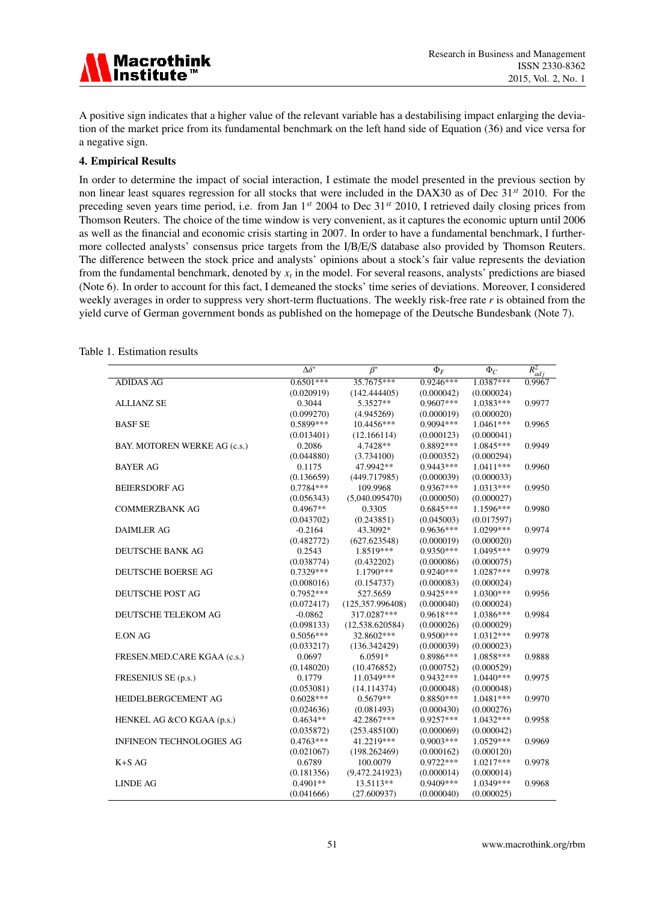A positive sign indicates that a higher value of the relevant variable has a destabilising impact enlarging the deviation of the market price from its fundamental benchmark on the left hand side of Equation (36) and vice versa for a negative sign.

**4. Empirical Results**

In order to determine the impact of social interaction, I estimate the model presented in the previous section by non linear least squares regression for all stocks that were included in the DAX30 as of Dec 31$^{st}$ 2010. For the preceding seven years time period, i.e. from Jan 1$^{st}$ 2004 to Dec 31$^{st}$ 2010, I retrieved daily closing prices from Thomson Reuters. The choice of the time window is very convenient, as it captures the economic upturn until 2006 as well as the financial and economic crisis starting in 2007. In order to have a fundamental benchmark, I furthermore collected analysts' consensus price targets from the I/B/E/S database also provided by Thomson Reuters. The difference between the stock price and analysts' opinions about a stock's fair value represents the deviation from the fundamental benchmark, denoted by $x_t$ in the model. For several reasons, analysts' predictions are biased (Note 6). In order to account for this fact, I demeaned the stocks' time series of deviations. Moreover, I considered weekly averages in order to suppress very short-term fluctuations. The weekly risk-free rate $r$ is obtained from the yield curve of German government bonds as published on the homepage of the Deutsche Bundesbank (Note 7).

Table 1. Estimation results

| | $\Delta\delta^*$ | $\beta^*$ | $\Phi_F$ | $\Phi_C$ | $\overline{R}^2_{adj}$ |
|---|---|---|---|---|---|
| ADIDAS AG | 0.6501*** | 35.7675*** | 0.9246*** | 1.0387*** | 0.9967 |
| | (0.020919) | (142.444405) | (0.000042) | (0.000024) | |
| ALLIANZ SE | 0.3044 | 5.3527** | 0.9607*** | 1.0383*** | 0.9977 |
| | (0.099270) | (4.945269) | (0.000019) | (0.000020) | |
| BASF SE | 0.5899*** | 10.4456*** | 0.9094*** | 1.0461*** | 0.9965 |
| | (0.013401) | (12.166114) | (0.000123) | (0.000041) | |
| BAY. MOTOREN WERKE AG (c.s.) | 0.2086 | 4.7428** | 0.8892*** | 1.0845*** | 0.9949 |
| | (0.044880) | (3.734100) | (0.000352) | (0.000294) | |
| BAYER AG | 0.1175 | 47.9942** | 0.9443*** | 1.0411*** | 0.9960 |
| | (0.136659) | (449.717985) | (0.000039) | (0.000033) | |
| BEIERSDORF AG | 0.7784*** | 109.9968 | 0.9367*** | 1.0313*** | 0.9950 |
| | (0.056343) | (5,040.095470) | (0.000050) | (0.000027) | |
| COMMERZBANK AG | 0.4967** | 0.3305 | 0.6845*** | 1.1596*** | 0.9980 |
| | (0.043702) | (0.243851) | (0.045003) | (0.017597) | |
| DAIMLER AG | -0.2164 | 43.3092* | 0.9636*** | 1.0299*** | 0.9974 |
| | (0.482772) | (627.623548) | (0.000019) | (0.000020) | |
| DEUTSCHE BANK AG | 0.2543 | 1.8519*** | 0.9350*** | 1.0495*** | 0.9979 |
| | (0.038774) | (0.432202) | (0.000086) | (0.000075) | |
| DEUTSCHE BOERSE AG | 0.7329*** | 1.1790*** | 0.9240*** | 1.0287*** | 0.9978 |
| | (0.008016) | (0.154737) | (0.000083) | (0.000024) | |
| DEUTSCHE POST AG | 0.7952*** | 527.5659 | 0.9425*** | 1.0300*** | 0.9956 |
| | (0.072417) | (125,357.996408) | (0.000040) | (0.000024) | |
| DEUTSCHE TELEKOM AG | -0.0862 | 317.0287*** | 0.9618*** | 1.0386*** | 0.9984 |
| | (0.098133) | (12,538.620584) | (0.000026) | (0.000029) | |
| E.ON AG | 0.5056*** | 32.8602*** | 0.9500*** | 1.0312*** | 0.9978 |
| | (0.033217) | (136.342429) | (0.000039) | (0.000023) | |
| FRESEN.MED.CARE KGAA (c.s.) | 0.0697 | 6.0591* | 0.8986*** | 1.0858*** | 0.9888 |
| | (0.148020) | (10.476852) | (0.000752) | (0.000529) | |
| FRESENIUS SE (p.s.) | 0.1779 | 11.0349*** | 0.9432*** | 1.0440*** | 0.9975 |
| | (0.053081) | (14.114374) | (0.000048) | (0.000048) | |
| HEIDELBERGCEMENT AG | 0.6028*** | 0.5679** | 0.8850*** | 1.0481*** | 0.9970 |
| | (0.024636) | (0.081493) | (0.000430) | (0.000276) | |
| HENKEL AG &CO KGAA (p.s.) | 0.4634** | 42.2867*** | 0.9257*** | 1.0432*** | 0.9958 |
| | (0.035872) | (253.485100) | (0.000069) | (0.000042) | |
| INFINEON TECHNOLOGIES AG | 0.4763*** | 41.2219*** | 0.9003*** | 1.0529*** | 0.9969 |
| | (0.021067) | (198.262469) | (0.000162) | (0.000120) | |
| K+S AG | 0.6789 | 100.0079 | 0.9722*** | 1.0217*** | 0.9978 |
| | (0.181356) | (9,472.241923) | (0.000014) | (0.000014) | |
| LINDE AG | 0.4901** | 13.5113** | 0.9409*** | 1.0349*** | 0.9968 |
| | (0.041666) | (27.600937) | (0.000040) | (0.000025) | |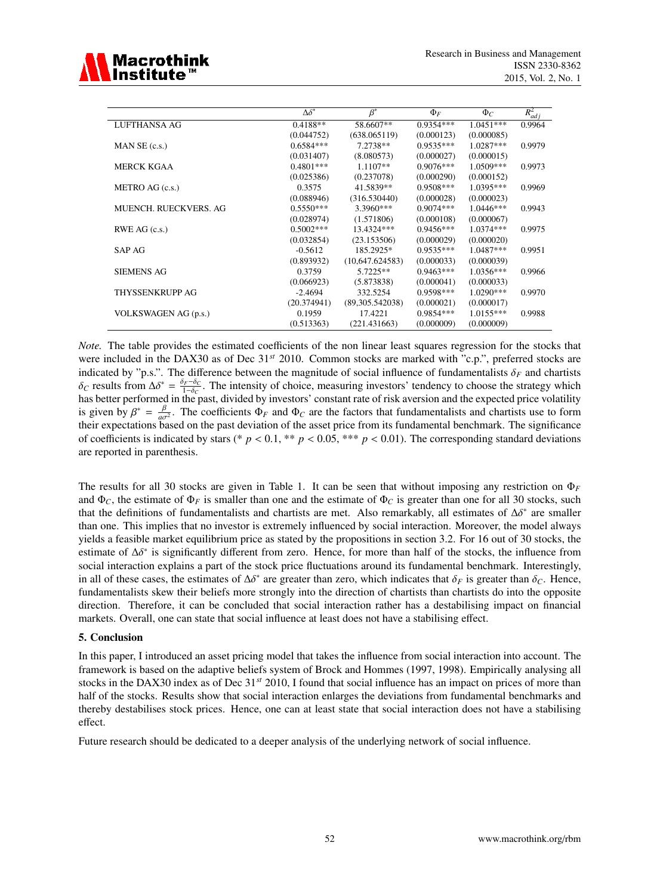| | $\Delta\delta^*$ | $\beta^*$ | $\Phi_F$ | $\Phi_C$ | $R^2_{adj}$ |
|---|---|---|---|---|---|
| LUFTHANSA AG | 0.4188** | 58.6607** | 0.9354*** | 1.0451*** | 0.9964 |
| | (0.044752) | (638.065119) | (0.000123) | (0.000085) | |
| MAN SE (c.s.) | 0.6584*** | 7.2738** | 0.9535*** | 1.0287*** | 0.9979 |
| | (0.031407) | (8.080573) | (0.000027) | (0.000015) | |
| MERCK KGAA | 0.4801*** | 1.1107** | 0.9076*** | 1.0509*** | 0.9973 |
| | (0.025386) | (0.237078) | (0.000290) | (0.000152) | |
| METRO AG (c.s.) | 0.3575 | 41.5839** | 0.9508*** | 1.0395*** | 0.9969 |
| | (0.088946) | (316.530440) | (0.000028) | (0.000023) | |
| MUENCH. RUECKVERS. AG | 0.5550*** | 3.3960*** | 0.9074*** | 1.0446*** | 0.9943 |
| | (0.028974) | (1.571806) | (0.000108) | (0.000067) | |
| RWE AG (c.s.) | 0.5002*** | 13.4324*** | 0.9456*** | 1.0374*** | 0.9975 |
| | (0.032854) | (23.153506) | (0.000029) | (0.000020) | |
| SAP AG | -0.5612 | 185.2925* | 0.9535*** | 1.0487*** | 0.9951 |
| | (0.893932) | (10,647.624583) | (0.000033) | (0.000039) | |
| SIEMENS AG | 0.3759 | 5.7225** | 0.9463*** | 1.0356*** | 0.9966 |
| | (0.066923) | (5.873838) | (0.000041) | (0.000033) | |
| THYSSENKRUPP AG | -2.4694 | 332.5254 | 0.9598*** | 1.0290*** | 0.9970 |
| | (20.374941) | (89,305.542038) | (0.000021) | (0.000017) | |
| VOLKSWAGEN AG (p.s.) | 0.1959 | 17.4221 | 0.9854*** | 1.0155*** | 0.9988 |
| | (0.513363) | (221.431663) | (0.000009) | (0.000009) | |

*Note.* The table provides the estimated coefficients of the non linear least squares regression for the stocks that were included in the DAX30 as of Dec 31[st] 2010. Common stocks are marked with "c.p.", preferred stocks are indicated by "p.s.". The difference between the magnitude of social influence of fundamentalists $\delta_F$ and chartists $\delta_C$ results from $\Delta\delta^* = \frac{\delta_F - \delta_C}{1-\delta_C}$. The intensity of choice, measuring investors' tendency to choose the strategy which has better performed in the past, divided by investors' constant rate of risk aversion and the expected price volatility is given by $\beta^* = \frac{\beta}{a\sigma^2}$. The coefficients $\Phi_F$ and $\Phi_C$ are the factors that fundamentalists and chartists use to form their expectations based on the past deviation of the asset price from its fundamental benchmark. The significance of coefficients is indicated by stars (* $p < 0.1$, ** $p < 0.05$, *** $p < 0.01$). The corresponding standard deviations are reported in parenthesis.

The results for all 30 stocks are given in Table 1. It can be seen that without imposing any restriction on $\Phi_F$ and $\Phi_C$, the estimate of $\Phi_F$ is smaller than one and the estimate of $\Phi_C$ is greater than one for all 30 stocks, such that the definitions of fundamentalists and chartists are met. Also remarkably, all estimates of $\Delta\delta^*$ are smaller than one. This implies that no investor is extremely influenced by social interaction. Moreover, the model always yields a feasible market equilibrium price as stated by the propositions in section 3.2. For 16 out of 30 stocks, the estimate of $\Delta\delta^*$ is significantly different from zero. Hence, for more than half of the stocks, the influence from social interaction explains a part of the stock price fluctuations around its fundamental benchmark. Interestingly, in all of these cases, the estimates of $\Delta\delta^*$ are greater than zero, which indicates that $\delta_F$ is greater than $\delta_C$. Hence, fundamentalists skew their beliefs more strongly into the direction of chartists than chartists do into the opposite direction. Therefore, it can be concluded that social interaction rather has a destabilising impact on financial markets. Overall, one can state that social influence at least does not have a stabilising effect.

## 5. Conclusion

In this paper, I introduced an asset pricing model that takes the influence from social interaction into account. The framework is based on the adaptive beliefs system of Brock and Hommes (1997, 1998). Empirically analysing all stocks in the DAX30 index as of Dec 31[st] 2010, I found that social influence has an impact on prices of more than half of the stocks. Results show that social interaction enlarges the deviations from fundamental benchmarks and thereby destabilises stock prices. Hence, one can at least state that social interaction does not have a stabilising effect.

Future research should be dedicated to a deeper analysis of the underlying network of social influence.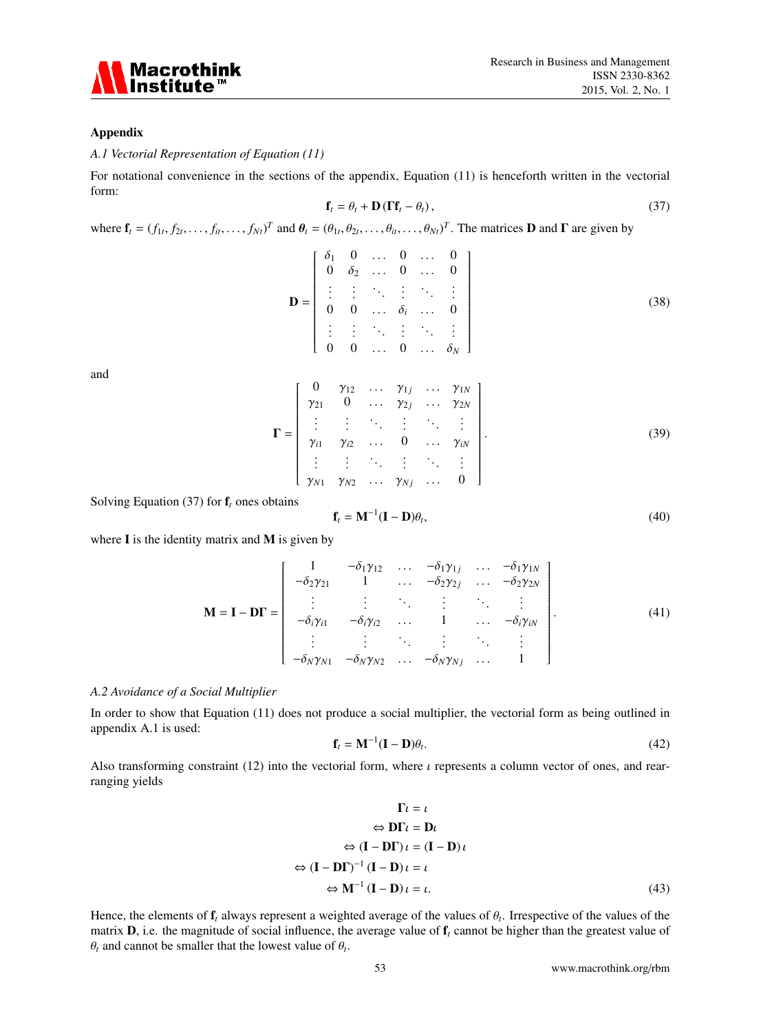## Appendix

### *A.1 Vectorial Representation of Equation (11)*

For notational convenience in the sections of the appendix, Equation (11) is henceforth written in the vectorial form:

$$\mathbf{f}_t = \theta_t + \mathbf{D}\left(\mathbf{\Gamma}\mathbf{f}_t - \theta_t\right), \tag{37}$$

where $\mathbf{f}_t = (f_{1t}, f_{2t}, \ldots, f_{it}, \ldots, f_{Nt})^T$ and $\boldsymbol{\theta}_t = (\theta_{1t}, \theta_{2t}, \ldots, \theta_{it}, \ldots, \theta_{Nt})^T$. The matrices $\mathbf{D}$ and $\mathbf{\Gamma}$ are given by

$$\mathbf{D} = \begin{bmatrix} \delta_1 & 0 & \ldots & 0 & \ldots & 0 \\ 0 & \delta_2 & \ldots & 0 & \ldots & 0 \\ \vdots & \vdots & \ddots & \vdots & \ddots & \vdots \\ 0 & 0 & \ldots & \delta_i & \ldots & 0 \\ \vdots & \vdots & \ddots & \vdots & \ddots & \vdots \\ 0 & 0 & \ldots & 0 & \ldots & \delta_N \end{bmatrix} \tag{38}$$

and

$$\mathbf{\Gamma} = \begin{bmatrix} 0 & \gamma_{12} & \ldots & \gamma_{1j} & \ldots & \gamma_{1N} \\ \gamma_{21} & 0 & \ldots & \gamma_{2j} & \ldots & \gamma_{2N} \\ \vdots & \vdots & \ddots & \vdots & \ddots & \vdots \\ \gamma_{i1} & \gamma_{i2} & \ldots & 0 & \ldots & \gamma_{iN} \\ \vdots & \vdots & \ddots & \vdots & \ddots & \vdots \\ \gamma_{N1} & \gamma_{N2} & \ldots & \gamma_{Nj} & \ldots & 0 \end{bmatrix}. \tag{39}$$

Solving Equation (37) for $\mathbf{f}_t$ ones obtains

$$\mathbf{f}_t = \mathbf{M}^{-1}(\mathbf{I} - \mathbf{D})\theta_t, \tag{40}$$

where $\mathbf{I}$ is the identity matrix and $\mathbf{M}$ is given by

$$\mathbf{M} = \mathbf{I} - \mathbf{D}\mathbf{\Gamma} = \begin{bmatrix} 1 & -\delta_1\gamma_{12} & \ldots & -\delta_1\gamma_{1j} & \ldots & -\delta_1\gamma_{1N} \\ -\delta_2\gamma_{21} & 1 & \ldots & -\delta_2\gamma_{2j} & \ldots & -\delta_2\gamma_{2N} \\ \vdots & \vdots & \ddots & \vdots & \ddots & \vdots \\ -\delta_i\gamma_{i1} & -\delta_i\gamma_{i2} & \ldots & 1 & \ldots & -\delta_i\gamma_{iN} \\ \vdots & \vdots & \ddots & \vdots & \ddots & \vdots \\ -\delta_N\gamma_{N1} & -\delta_N\gamma_{N2} & \ldots & -\delta_N\gamma_{Nj} & \ldots & 1 \end{bmatrix}. \tag{41}$$

### *A.2 Avoidance of a Social Multiplier*

In order to show that Equation (11) does not produce a social multiplier, the vectorial form as being outlined in appendix A.1 is used:

$$\mathbf{f}_t = \mathbf{M}^{-1}(\mathbf{I} - \mathbf{D})\theta_t. \tag{42}$$

Also transforming constraint (12) into the vectorial form, where $\iota$ represents a column vector of ones, and rearranging yields

$$\begin{aligned} \mathbf{\Gamma}\iota &= \iota \\ \Leftrightarrow \mathbf{D}\mathbf{\Gamma}\iota &= \mathbf{D}\iota \\ \Leftrightarrow (\mathbf{I} - \mathbf{D}\mathbf{\Gamma})\,\iota &= (\mathbf{I} - \mathbf{D})\,\iota \\ \Leftrightarrow (\mathbf{I} - \mathbf{D}\mathbf{\Gamma})^{-1}(\mathbf{I} - \mathbf{D})\,\iota &= \iota \\ \Leftrightarrow \mathbf{M}^{-1}(\mathbf{I} - \mathbf{D})\,\iota &= \iota. \end{aligned} \tag{43}$$

Hence, the elements of $\mathbf{f}_t$ always represent a weighted average of the values of $\theta_t$. Irrespective of the values of the matrix $\mathbf{D}$, i.e. the magnitude of social influence, the average value of $\mathbf{f}_t$ cannot be higher than the greatest value of $\theta_t$ and cannot be smaller that the lowest value of $\theta_t$.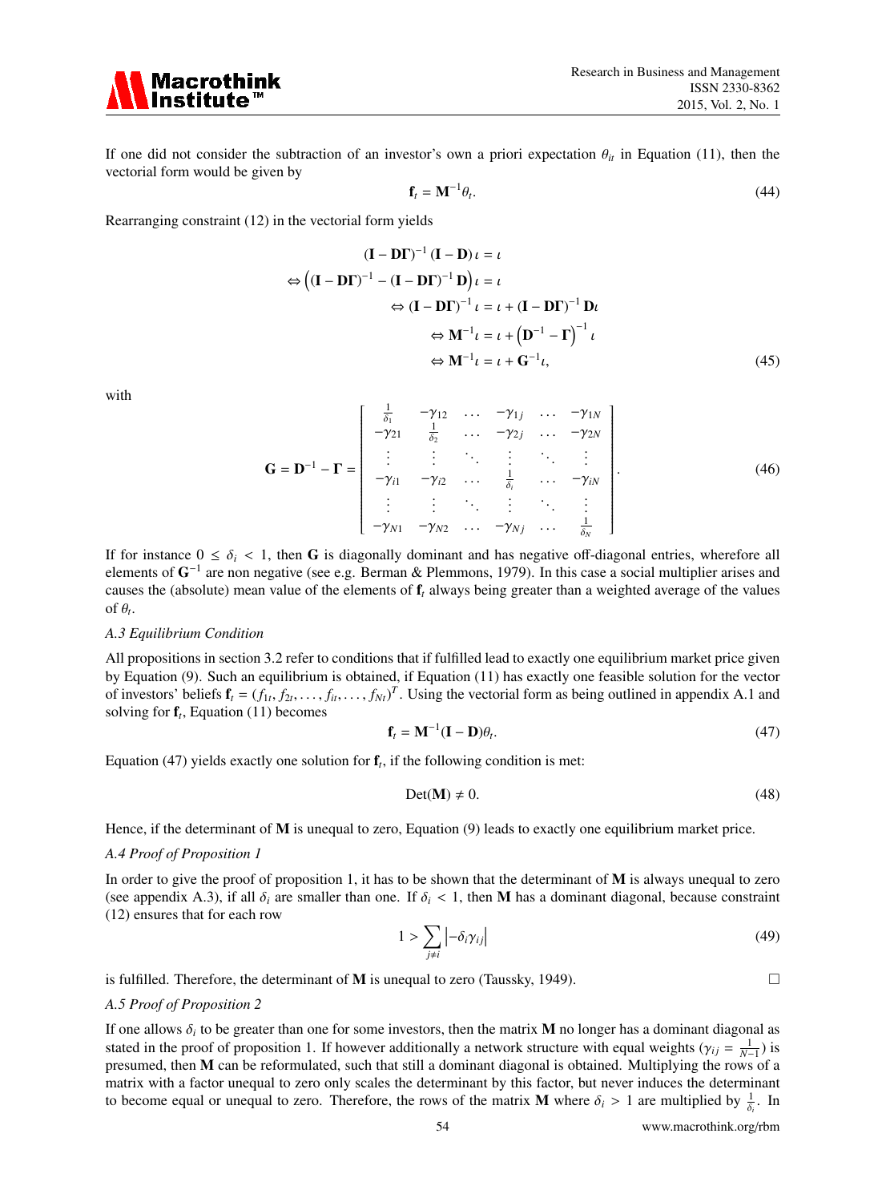If one did not consider the subtraction of an investor's own a priori expectation $\theta_{it}$ in Equation (11), then the vectorial form would be given by

$$\mathbf{f}_t = \mathbf{M}^{-1}\theta_t. \tag{44}$$

Rearranging constraint (12) in the vectorial form yields

$$\begin{aligned}
(\mathbf{I}-\mathbf{D}\boldsymbol{\Gamma})^{-1}(\mathbf{I}-\mathbf{D})\,\iota &= \iota \\
\Leftrightarrow \left((\mathbf{I}-\mathbf{D}\boldsymbol{\Gamma})^{-1}-(\mathbf{I}-\mathbf{D}\boldsymbol{\Gamma})^{-1}\mathbf{D}\right)\iota &= \iota \\
\Leftrightarrow (\mathbf{I}-\mathbf{D}\boldsymbol{\Gamma})^{-1}\,\iota &= \iota + (\mathbf{I}-\mathbf{D}\boldsymbol{\Gamma})^{-1}\mathbf{D}\iota \\
\Leftrightarrow \mathbf{M}^{-1}\iota &= \iota + \left(\mathbf{D}^{-1}-\boldsymbol{\Gamma}\right)^{-1}\iota \\
\Leftrightarrow \mathbf{M}^{-1}\iota &= \iota + \mathbf{G}^{-1}\iota,
\end{aligned} \tag{45}$$

with

$$\mathbf{G} = \mathbf{D}^{-1}-\boldsymbol{\Gamma} = \begin{bmatrix}
\frac{1}{\delta_1} & -\gamma_{12} & \dots & -\gamma_{1j} & \dots & -\gamma_{1N} \\
-\gamma_{21} & \frac{1}{\delta_2} & \dots & -\gamma_{2j} & \dots & -\gamma_{2N} \\
\vdots & \vdots & \ddots & \vdots & \ddots & \vdots \\
-\gamma_{i1} & -\gamma_{i2} & \dots & \frac{1}{\delta_i} & \dots & -\gamma_{iN} \\
\vdots & \vdots & \ddots & \vdots & \ddots & \vdots \\
-\gamma_{N1} & -\gamma_{N2} & \dots & -\gamma_{Nj} & \dots & \frac{1}{\delta_N}
\end{bmatrix}. \tag{46}$$

If for instance $0 \leq \delta_i < 1$, then $\mathbf{G}$ is diagonally dominant and has negative off-diagonal entries, wherefore all elements of $\mathbf{G}^{-1}$ are non negative (see e.g. Berman & Plemmons, 1979). In this case a social multiplier arises and causes the (absolute) mean value of the elements of $\mathbf{f}_t$ always being greater than a weighted average of the values of $\theta_t$.

*A.3 Equilibrium Condition*

All propositions in section 3.2 refer to conditions that if fulfilled lead to exactly one equilibrium market price given by Equation (9). Such an equilibrium is obtained, if Equation (11) has exactly one feasible solution for the vector of investors' beliefs $\mathbf{f}_t = (f_{1t}, f_{2t}, \dots, f_{it}, \dots, f_{Nt})^T$. Using the vectorial form as being outlined in appendix A.1 and solving for $\mathbf{f}_t$, Equation (11) becomes

$$\mathbf{f}_t = \mathbf{M}^{-1}(\mathbf{I}-\mathbf{D})\theta_t. \tag{47}$$

Equation (47) yields exactly one solution for $\mathbf{f}_t$, if the following condition is met:

$$\text{Det}(\mathbf{M}) \neq 0. \tag{48}$$

Hence, if the determinant of $\mathbf{M}$ is unequal to zero, Equation (9) leads to exactly one equilibrium market price.

*A.4 Proof of Proposition 1*

In order to give the proof of proposition 1, it has to be shown that the determinant of $\mathbf{M}$ is always unequal to zero (see appendix A.3), if all $\delta_i$ are smaller than one. If $\delta_i < 1$, then $\mathbf{M}$ has a dominant diagonal, because constraint (12) ensures that for each row

$$1 > \sum_{j \neq i} \left|-\delta_i \gamma_{ij}\right| \tag{49}$$

is fulfilled. Therefore, the determinant of $\mathbf{M}$ is unequal to zero (Taussky, 1949). □

*A.5 Proof of Proposition 2*

If one allows $\delta_i$ to be greater than one for some investors, then the matrix $\mathbf{M}$ no longer has a dominant diagonal as stated in the proof of proposition 1. If however additionally a network structure with equal weights ($\gamma_{ij} = \frac{1}{N-1}$) is presumed, then $\mathbf{M}$ can be reformulated, such that still a dominant diagonal is obtained. Multiplying the rows of a matrix with a factor unequal to zero only scales the determinant by this factor, but never induces the determinant to become equal or unequal to zero. Therefore, the rows of the matrix $\mathbf{M}$ where $\delta_i > 1$ are multiplied by $\frac{1}{\delta_i}$. In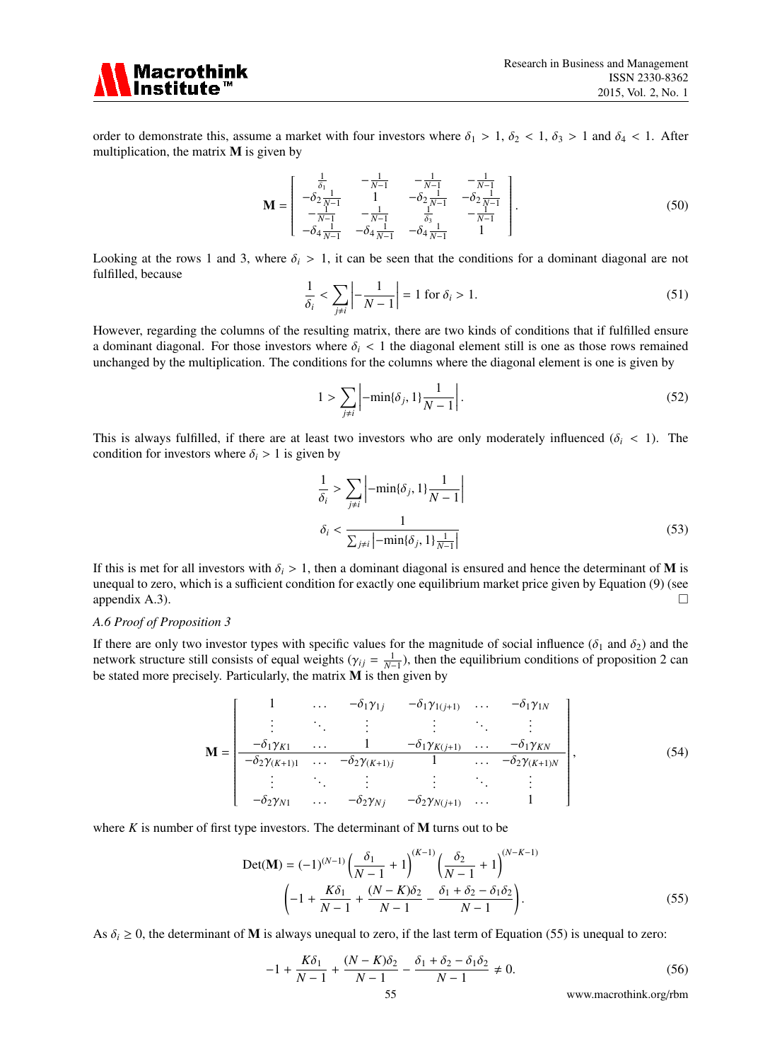order to demonstrate this, assume a market with four investors where $\delta_1 > 1$, $\delta_2 < 1$, $\delta_3 > 1$ and $\delta_4 < 1$. After multiplication, the matrix $\mathbf{M}$ is given by

$$\mathbf{M} = \begin{bmatrix} \frac{1}{\delta_1} & -\frac{1}{N-1} & -\frac{1}{N-1} & -\frac{1}{N-1} \\ -\delta_2 \frac{1}{N-1} & 1 & -\delta_2 \frac{1}{N-1} & -\delta_2 \frac{1}{N-1} \\ -\frac{1}{N-1} & -\frac{1}{N-1} & \frac{1}{\delta_3} & -\frac{1}{N-1} \\ -\delta_4 \frac{1}{N-1} & -\delta_4 \frac{1}{N-1} & -\delta_4 \frac{1}{N-1} & 1 \end{bmatrix}. \tag{50}$$

Looking at the rows 1 and 3, where $\delta_i > 1$, it can be seen that the conditions for a dominant diagonal are not fulfilled, because

$$\frac{1}{\delta_i} < \sum_{j \neq i} \left| -\frac{1}{N-1} \right| = 1 \text{ for } \delta_i > 1. \tag{51}$$

However, regarding the columns of the resulting matrix, there are two kinds of conditions that if fulfilled ensure a dominant diagonal. For those investors where $\delta_i < 1$ the diagonal element still is one as those rows remained unchanged by the multiplication. The conditions for the columns where the diagonal element is one is given by

$$1 > \sum_{j \neq i} \left| -\min\{\delta_j, 1\} \frac{1}{N-1} \right|. \tag{52}$$

This is always fulfilled, if there are at least two investors who are only moderately influenced ($\delta_i < 1$). The condition for investors where $\delta_i > 1$ is given by

$$\begin{aligned} \frac{1}{\delta_i} &> \sum_{j \neq i} \left| -\min\{\delta_j, 1\} \frac{1}{N-1} \right| \\ \delta_i &< \frac{1}{\sum_{j \neq i} \left| -\min\{\delta_j, 1\} \frac{1}{N-1} \right|} \end{aligned} \tag{53}$$

If this is met for all investors with $\delta_i > 1$, then a dominant diagonal is ensured and hence the determinant of $\mathbf{M}$ is unequal to zero, which is a sufficient condition for exactly one equilibrium market price given by Equation (9) (see appendix A.3). □

*A.6 Proof of Proposition 3*

If there are only two investor types with specific values for the magnitude of social influence ($\delta_1$ and $\delta_2$) and the network structure still consists of equal weights ($\gamma_{ij} = \frac{1}{N-1}$), then the equilibrium conditions of proposition 2 can be stated more precisely. Particularly, the matrix $\mathbf{M}$ is then given by

$$\mathbf{M} = \left[ \begin{array}{ccc|ccc} 1 & \dots & -\delta_1 \gamma_{1j} & -\delta_1 \gamma_{1(j+1)} & \dots & -\delta_1 \gamma_{1N} \\ \vdots & \ddots & \vdots & \vdots & \ddots & \vdots \\ -\delta_1 \gamma_{K1} & \dots & 1 & -\delta_1 \gamma_{K(j+1)} & \dots & -\delta_1 \gamma_{KN} \\ \hline -\delta_2 \gamma_{(K+1)1} & \dots & -\delta_2 \gamma_{(K+1)j} & 1 & \dots & -\delta_2 \gamma_{(K+1)N} \\ \vdots & \ddots & \vdots & \vdots & \ddots & \vdots \\ -\delta_2 \gamma_{N1} & \dots & -\delta_2 \gamma_{Nj} & -\delta_2 \gamma_{N(j+1)} & \dots & 1 \end{array} \right], \tag{54}$$

where $K$ is number of first type investors. The determinant of $\mathbf{M}$ turns out to be

$$\begin{aligned} \text{Det}(\mathbf{M}) = (-1)^{(N-1)} \left( \frac{\delta_1}{N-1} + 1 \right)^{(K-1)} \left( \frac{\delta_2}{N-1} + 1 \right)^{(N-K-1)} \\ \left( -1 + \frac{K\delta_1}{N-1} + \frac{(N-K)\delta_2}{N-1} - \frac{\delta_1 + \delta_2 - \delta_1 \delta_2}{N-1} \right). \end{aligned} \tag{55}$$

As $\delta_i \geq 0$, the determinant of $\mathbf{M}$ is always unequal to zero, if the last term of Equation (55) is unequal to zero:

$$-1 + \frac{K\delta_1}{N-1} + \frac{(N-K)\delta_2}{N-1} - \frac{\delta_1 + \delta_2 - \delta_1 \delta_2}{N-1} \neq 0. \tag{56}$$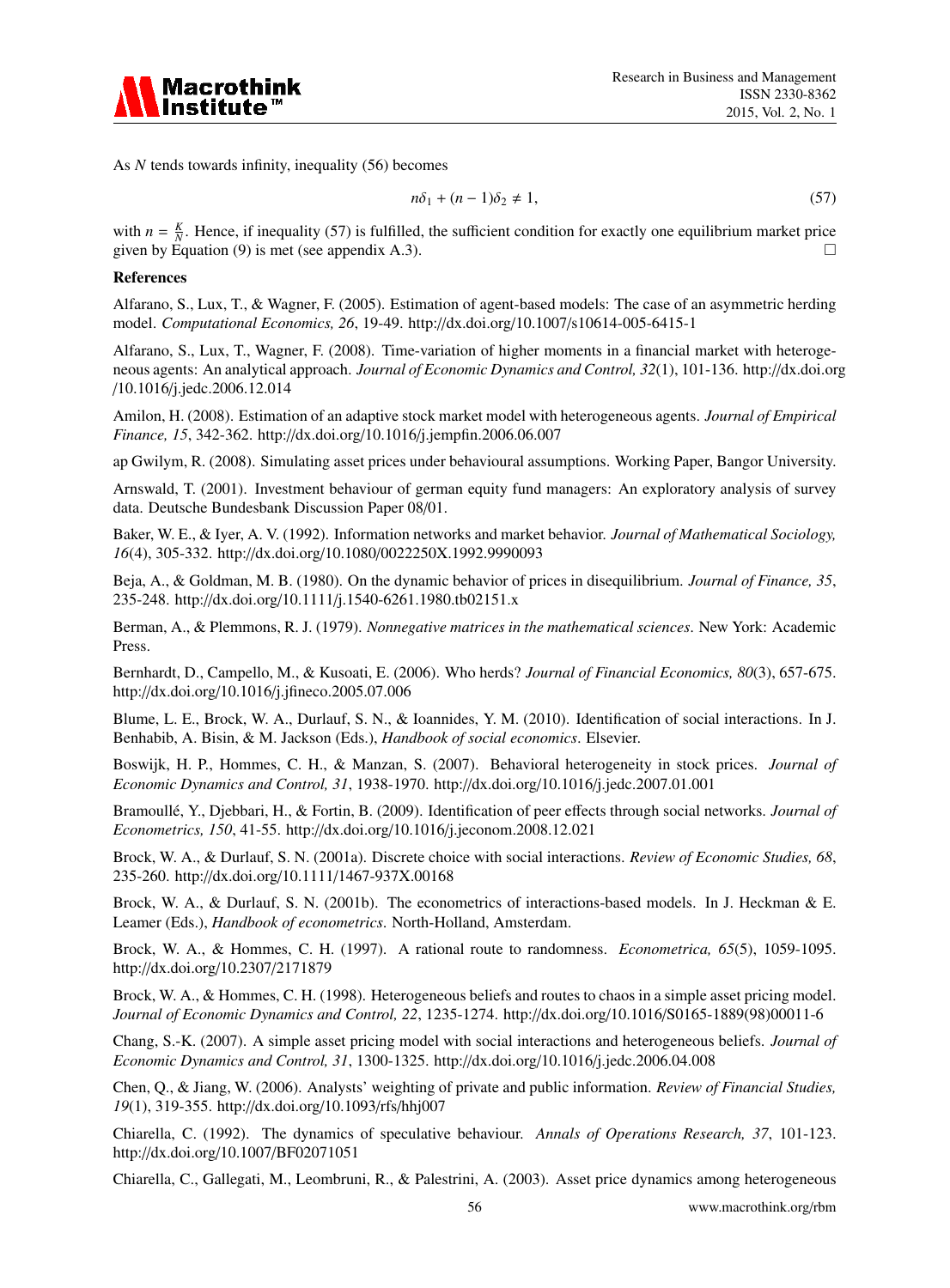As $N$ tends towards infinity, inequality (56) becomes

$$n\delta_1 + (n-1)\delta_2 \neq 1, \tag{57}$$

with $n = \frac{K}{N}$. Hence, if inequality (57) is fulfilled, the sufficient condition for exactly one equilibrium market price given by Equation (9) is met (see appendix A.3). □

**References**

Alfarano, S., Lux, T., & Wagner, F. (2005). Estimation of agent-based models: The case of an asymmetric herding model. *Computational Economics, 26*, 19-49. http://dx.doi.org/10.1007/s10614-005-6415-1

Alfarano, S., Lux, T., Wagner, F. (2008). Time-variation of higher moments in a financial market with heterogeneous agents: An analytical approach. *Journal of Economic Dynamics and Control, 32*(1), 101-136. http://dx.doi.org/10.1016/j.jedc.2006.12.014

Amilon, H. (2008). Estimation of an adaptive stock market model with heterogeneous agents. *Journal of Empirical Finance, 15*, 342-362. http://dx.doi.org/10.1016/j.jempfin.2006.06.007

ap Gwilym, R. (2008). Simulating asset prices under behavioural assumptions. Working Paper, Bangor University.

Arnswald, T. (2001). Investment behaviour of german equity fund managers: An exploratory analysis of survey data. Deutsche Bundesbank Discussion Paper 08/01.

Baker, W. E., & Iyer, A. V. (1992). Information networks and market behavior. *Journal of Mathematical Sociology, 16*(4), 305-332. http://dx.doi.org/10.1080/0022250X.1992.9990093

Beja, A., & Goldman, M. B. (1980). On the dynamic behavior of prices in disequilibrium. *Journal of Finance, 35*, 235-248. http://dx.doi.org/10.1111/j.1540-6261.1980.tb02151.x

Berman, A., & Plemmons, R. J. (1979). *Nonnegative matrices in the mathematical sciences*. New York: Academic Press.

Bernhardt, D., Campello, M., & Kusoati, E. (2006). Who herds? *Journal of Financial Economics, 80*(3), 657-675. http://dx.doi.org/10.1016/j.jfineco.2005.07.006

Blume, L. E., Brock, W. A., Durlauf, S. N., & Ioannides, Y. M. (2010). Identification of social interactions. In J. Benhabib, A. Bisin, & M. Jackson (Eds.), *Handbook of social economics*. Elsevier.

Boswijk, H. P., Hommes, C. H., & Manzan, S. (2007). Behavioral heterogeneity in stock prices. *Journal of Economic Dynamics and Control, 31*, 1938-1970. http://dx.doi.org/10.1016/j.jedc.2007.01.001

Bramoullé, Y., Djebbari, H., & Fortin, B. (2009). Identification of peer effects through social networks. *Journal of Econometrics, 150*, 41-55. http://dx.doi.org/10.1016/j.jeconom.2008.12.021

Brock, W. A., & Durlauf, S. N. (2001a). Discrete choice with social interactions. *Review of Economic Studies, 68*, 235-260. http://dx.doi.org/10.1111/1467-937X.00168

Brock, W. A., & Durlauf, S. N. (2001b). The econometrics of interactions-based models. In J. Heckman & E. Leamer (Eds.), *Handbook of econometrics*. North-Holland, Amsterdam.

Brock, W. A., & Hommes, C. H. (1997). A rational route to randomness. *Econometrica, 65*(5), 1059-1095. http://dx.doi.org/10.2307/2171879

Brock, W. A., & Hommes, C. H. (1998). Heterogeneous beliefs and routes to chaos in a simple asset pricing model. *Journal of Economic Dynamics and Control, 22*, 1235-1274. http://dx.doi.org/10.1016/S0165-1889(98)00011-6

Chang, S.-K. (2007). A simple asset pricing model with social interactions and heterogeneous beliefs. *Journal of Economic Dynamics and Control, 31*, 1300-1325. http://dx.doi.org/10.1016/j.jedc.2006.04.008

Chen, Q., & Jiang, W. (2006). Analysts' weighting of private and public information. *Review of Financial Studies, 19*(1), 319-355. http://dx.doi.org/10.1093/rfs/hhj007

Chiarella, C. (1992). The dynamics of speculative behaviour. *Annals of Operations Research, 37*, 101-123. http://dx.doi.org/10.1007/BF02071051

Chiarella, C., Gallegati, M., Leombruni, R., & Palestrini, A. (2003). Asset price dynamics among heterogeneous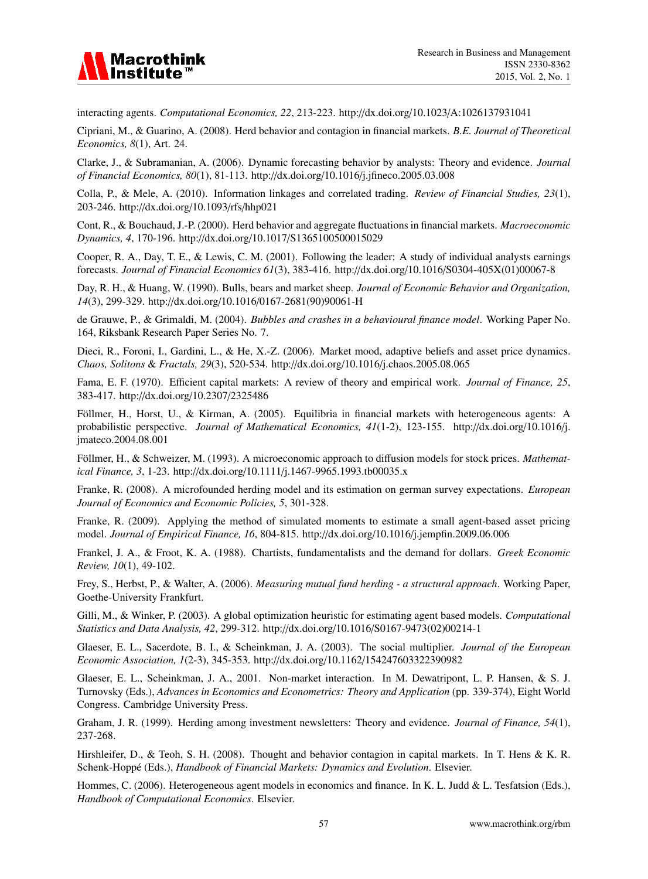interacting agents. *Computational Economics, 22*, 213-223. http://dx.doi.org/10.1023/A:1026137931041

Cipriani, M., & Guarino, A. (2008). Herd behavior and contagion in financial markets. *B.E. Journal of Theoretical Economics, 8*(1), Art. 24.

Clarke, J., & Subramanian, A. (2006). Dynamic forecasting behavior by analysts: Theory and evidence. *Journal of Financial Economics, 80*(1), 81-113. http://dx.doi.org/10.1016/j.jfineco.2005.03.008

Colla, P., & Mele, A. (2010). Information linkages and correlated trading. *Review of Financial Studies, 23*(1), 203-246. http://dx.doi.org/10.1093/rfs/hhp021

Cont, R., & Bouchaud, J.-P. (2000). Herd behavior and aggregate fluctuations in financial markets. *Macroeconomic Dynamics, 4*, 170-196. http://dx.doi.org/10.1017/S1365100500015029

Cooper, R. A., Day, T. E., & Lewis, C. M. (2001). Following the leader: A study of individual analysts earnings forecasts. *Journal of Financial Economics 61*(3), 383-416. http://dx.doi.org/10.1016/S0304-405X(01)00067-8

Day, R. H., & Huang, W. (1990). Bulls, bears and market sheep. *Journal of Economic Behavior and Organization, 14*(3), 299-329. http://dx.doi.org/10.1016/0167-2681(90)90061-H

de Grauwe, P., & Grimaldi, M. (2004). *Bubbles and crashes in a behavioural finance model*. Working Paper No. 164, Riksbank Research Paper Series No. 7.

Dieci, R., Foroni, I., Gardini, L., & He, X.-Z. (2006). Market mood, adaptive beliefs and asset price dynamics. *Chaos, Solitons & Fractals, 29*(3), 520-534. http://dx.doi.org/10.1016/j.chaos.2005.08.065

Fama, E. F. (1970). Efficient capital markets: A review of theory and empirical work. *Journal of Finance, 25*, 383-417. http://dx.doi.org/10.2307/2325486

Föllmer, H., Horst, U., & Kirman, A. (2005). Equilibria in financial markets with heterogeneous agents: A probabilistic perspective. *Journal of Mathematical Economics, 41*(1-2), 123-155. http://dx.doi.org/10.1016/j.jmateco.2004.08.001

Föllmer, H., & Schweizer, M. (1993). A microeconomic approach to diffusion models for stock prices. *Mathematical Finance, 3*, 1-23. http://dx.doi.org/10.1111/j.1467-9965.1993.tb00035.x

Franke, R. (2008). A microfounded herding model and its estimation on german survey expectations. *European Journal of Economics and Economic Policies, 5*, 301-328.

Franke, R. (2009). Applying the method of simulated moments to estimate a small agent-based asset pricing model. *Journal of Empirical Finance, 16*, 804-815. http://dx.doi.org/10.1016/j.jempfin.2009.06.006

Frankel, J. A., & Froot, K. A. (1988). Chartists, fundamentalists and the demand for dollars. *Greek Economic Review, 10*(1), 49-102.

Frey, S., Herbst, P., & Walter, A. (2006). *Measuring mutual fund herding - a structural approach*. Working Paper, Goethe-University Frankfurt.

Gilli, M., & Winker, P. (2003). A global optimization heuristic for estimating agent based models. *Computational Statistics and Data Analysis, 42*, 299-312. http://dx.doi.org/10.1016/S0167-9473(02)00214-1

Glaeser, E. L., Sacerdote, B. I., & Scheinkman, J. A. (2003). The social multiplier. *Journal of the European Economic Association, 1*(2-3), 345-353. http://dx.doi.org/10.1162/154247603322390982

Glaeser, E. L., Scheinkman, J. A., 2001. Non-market interaction. In M. Dewatripont, L. P. Hansen, & S. J. Turnovsky (Eds.), *Advances in Economics and Econometrics: Theory and Application* (pp. 339-374), Eight World Congress. Cambridge University Press.

Graham, J. R. (1999). Herding among investment newsletters: Theory and evidence. *Journal of Finance, 54*(1), 237-268.

Hirshleifer, D., & Teoh, S. H. (2008). Thought and behavior contagion in capital markets. In T. Hens & K. R. Schenk-Hoppé (Eds.), *Handbook of Financial Markets: Dynamics and Evolution*. Elsevier.

Hommes, C. (2006). Heterogeneous agent models in economics and finance. In K. L. Judd & L. Tesfatsion (Eds.), *Handbook of Computational Economics*. Elsevier.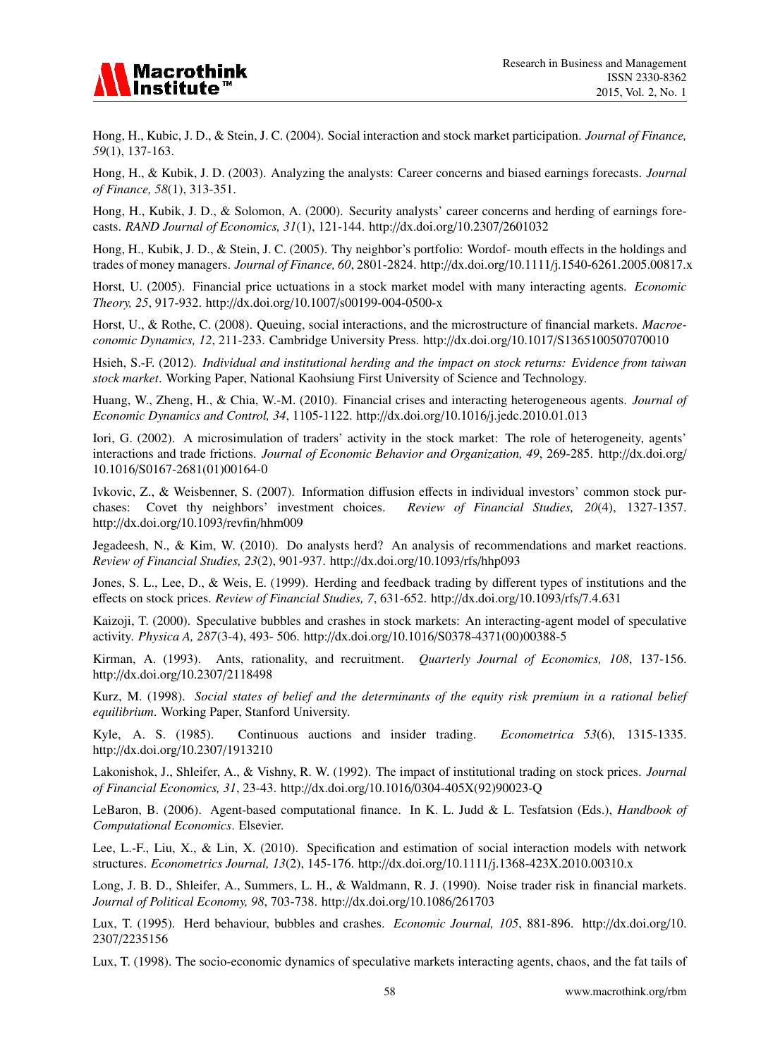Hong, H., Kubic, J. D., & Stein, J. C. (2004). Social interaction and stock market participation. *Journal of Finance, 59*(1), 137-163.

Hong, H., & Kubik, J. D. (2003). Analyzing the analysts: Career concerns and biased earnings forecasts. *Journal of Finance, 58*(1), 313-351.

Hong, H., Kubik, J. D., & Solomon, A. (2000). Security analysts' career concerns and herding of earnings forecasts. *RAND Journal of Economics, 31*(1), 121-144. http://dx.doi.org/10.2307/2601032

Hong, H., Kubik, J. D., & Stein, J. C. (2005). Thy neighbor's portfolio: Wordof- mouth effects in the holdings and trades of money managers. *Journal of Finance, 60*, 2801-2824. http://dx.doi.org/10.1111/j.1540-6261.2005.00817.x

Horst, U. (2005). Financial price uctuations in a stock market model with many interacting agents. *Economic Theory, 25*, 917-932. http://dx.doi.org/10.1007/s00199-004-0500-x

Horst, U., & Rothe, C. (2008). Queuing, social interactions, and the microstructure of financial markets. *Macroeconomic Dynamics, 12*, 211-233. Cambridge University Press. http://dx.doi.org/10.1017/S1365100507070010

Hsieh, S.-F. (2012). *Individual and institutional herding and the impact on stock returns: Evidence from taiwan stock market*. Working Paper, National Kaohsiung First University of Science and Technology.

Huang, W., Zheng, H., & Chia, W.-M. (2010). Financial crises and interacting heterogeneous agents. *Journal of Economic Dynamics and Control, 34*, 1105-1122. http://dx.doi.org/10.1016/j.jedc.2010.01.013

Iori, G. (2002). A microsimulation of traders' activity in the stock market: The role of heterogeneity, agents' interactions and trade frictions. *Journal of Economic Behavior and Organization, 49*, 269-285. http://dx.doi.org/10.1016/S0167-2681(01)00164-0

Ivkovic, Z., & Weisbenner, S. (2007). Information diffusion effects in individual investors' common stock purchases: Covet thy neighbors' investment choices. *Review of Financial Studies, 20*(4), 1327-1357. http://dx.doi.org/10.1093/revfin/hhm009

Jegadeesh, N., & Kim, W. (2010). Do analysts herd? An analysis of recommendations and market reactions. *Review of Financial Studies, 23*(2), 901-937. http://dx.doi.org/10.1093/rfs/hhp093

Jones, S. L., Lee, D., & Weis, E. (1999). Herding and feedback trading by different types of institutions and the effects on stock prices. *Review of Financial Studies, 7*, 631-652. http://dx.doi.org/10.1093/rfs/7.4.631

Kaizoji, T. (2000). Speculative bubbles and crashes in stock markets: An interacting-agent model of speculative activity. *Physica A, 287*(3-4), 493- 506. http://dx.doi.org/10.1016/S0378-4371(00)00388-5

Kirman, A. (1993). Ants, rationality, and recruitment. *Quarterly Journal of Economics, 108*, 137-156. http://dx.doi.org/10.2307/2118498

Kurz, M. (1998). *Social states of belief and the determinants of the equity risk premium in a rational belief equilibrium*. Working Paper, Stanford University.

Kyle, A. S. (1985). Continuous auctions and insider trading. *Econometrica 53*(6), 1315-1335. http://dx.doi.org/10.2307/1913210

Lakonishok, J., Shleifer, A., & Vishny, R. W. (1992). The impact of institutional trading on stock prices. *Journal of Financial Economics, 31*, 23-43. http://dx.doi.org/10.1016/0304-405X(92)90023-Q

LeBaron, B. (2006). Agent-based computational finance. In K. L. Judd & L. Tesfatsion (Eds.), *Handbook of Computational Economics*. Elsevier.

Lee, L.-F., Liu, X., & Lin, X. (2010). Specification and estimation of social interaction models with network structures. *Econometrics Journal, 13*(2), 145-176. http://dx.doi.org/10.1111/j.1368-423X.2010.00310.x

Long, J. B. D., Shleifer, A., Summers, L. H., & Waldmann, R. J. (1990). Noise trader risk in financial markets. *Journal of Political Economy, 98*, 703-738. http://dx.doi.org/10.1086/261703

Lux, T. (1995). Herd behaviour, bubbles and crashes. *Economic Journal, 105*, 881-896. http://dx.doi.org/10.2307/2235156

Lux, T. (1998). The socio-economic dynamics of speculative markets interacting agents, chaos, and the fat tails of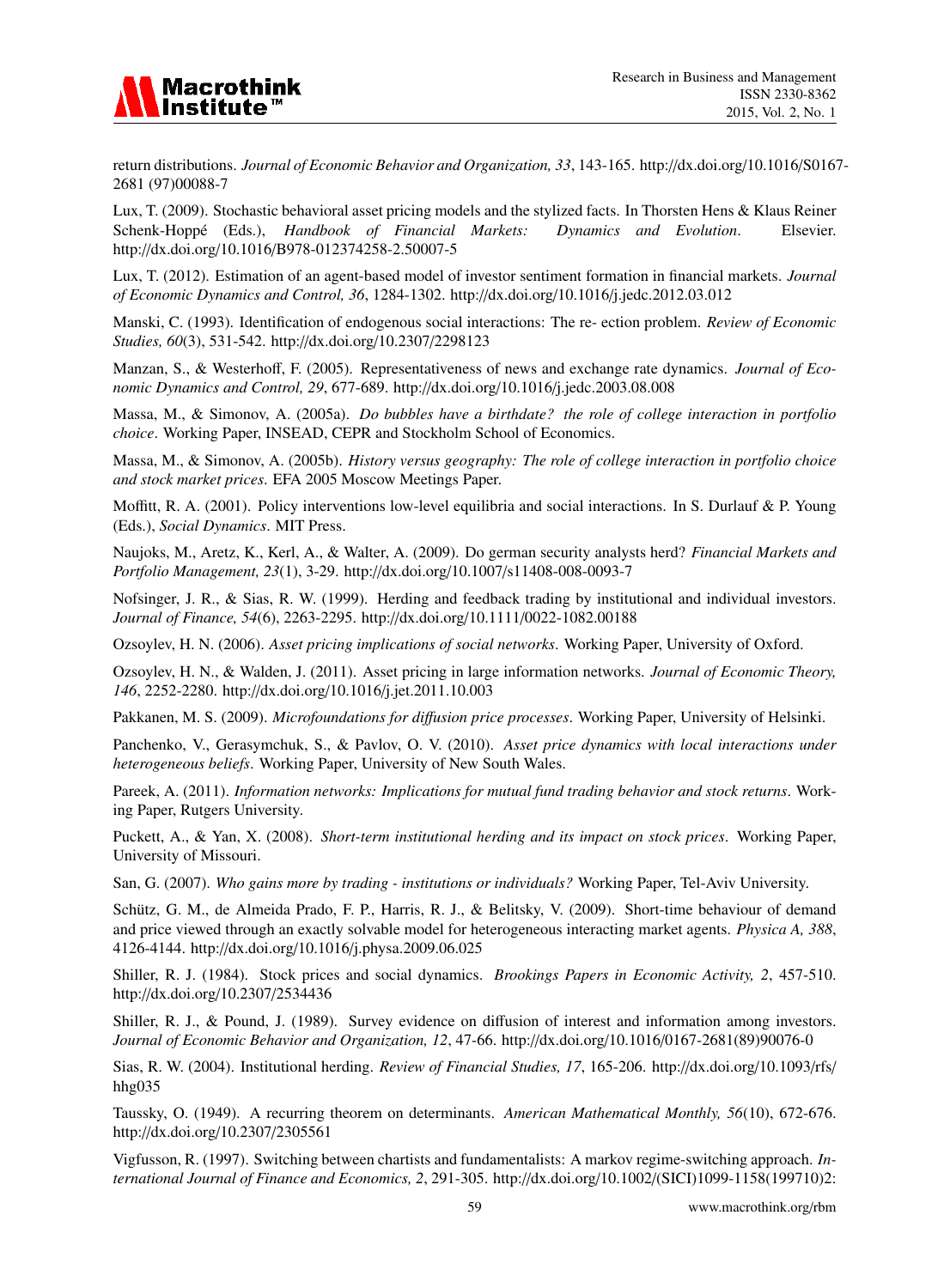return distributions. *Journal of Economic Behavior and Organization, 33*, 143-165. http://dx.doi.org/10.1016/S0167-2681 (97)00088-7

Lux, T. (2009). Stochastic behavioral asset pricing models and the stylized facts. In Thorsten Hens & Klaus Reiner Schenk-Hoppé (Eds.), *Handbook of Financial Markets: Dynamics and Evolution*. Elsevier. http://dx.doi.org/10.1016/B978-012374258-2.50007-5

Lux, T. (2012). Estimation of an agent-based model of investor sentiment formation in financial markets. *Journal of Economic Dynamics and Control, 36*, 1284-1302. http://dx.doi.org/10.1016/j.jedc.2012.03.012

Manski, C. (1993). Identification of endogenous social interactions: The re- ection problem. *Review of Economic Studies, 60*(3), 531-542. http://dx.doi.org/10.2307/2298123

Manzan, S., & Westerhoff, F. (2005). Representativeness of news and exchange rate dynamics. *Journal of Economic Dynamics and Control, 29*, 677-689. http://dx.doi.org/10.1016/j.jedc.2003.08.008

Massa, M., & Simonov, A. (2005a). *Do bubbles have a birthdate? the role of college interaction in portfolio choice*. Working Paper, INSEAD, CEPR and Stockholm School of Economics.

Massa, M., & Simonov, A. (2005b). *History versus geography: The role of college interaction in portfolio choice and stock market prices*. EFA 2005 Moscow Meetings Paper.

Moffitt, R. A. (2001). Policy interventions low-level equilibria and social interactions. In S. Durlauf & P. Young (Eds.), *Social Dynamics*. MIT Press.

Naujoks, M., Aretz, K., Kerl, A., & Walter, A. (2009). Do german security analysts herd? *Financial Markets and Portfolio Management, 23*(1), 3-29. http://dx.doi.org/10.1007/s11408-008-0093-7

Nofsinger, J. R., & Sias, R. W. (1999). Herding and feedback trading by institutional and individual investors. *Journal of Finance, 54*(6), 2263-2295. http://dx.doi.org/10.1111/0022-1082.00188

Ozsoylev, H. N. (2006). *Asset pricing implications of social networks*. Working Paper, University of Oxford.

Ozsoylev, H. N., & Walden, J. (2011). Asset pricing in large information networks. *Journal of Economic Theory, 146*, 2252-2280. http://dx.doi.org/10.1016/j.jet.2011.10.003

Pakkanen, M. S. (2009). *Microfoundations for diffusion price processes*. Working Paper, University of Helsinki.

Panchenko, V., Gerasymchuk, S., & Pavlov, O. V. (2010). *Asset price dynamics with local interactions under heterogeneous beliefs*. Working Paper, University of New South Wales.

Pareek, A. (2011). *Information networks: Implications for mutual fund trading behavior and stock returns*. Working Paper, Rutgers University.

Puckett, A., & Yan, X. (2008). *Short-term institutional herding and its impact on stock prices*. Working Paper, University of Missouri.

San, G. (2007). *Who gains more by trading - institutions or individuals?* Working Paper, Tel-Aviv University.

Schütz, G. M., de Almeida Prado, F. P., Harris, R. J., & Belitsky, V. (2009). Short-time behaviour of demand and price viewed through an exactly solvable model for heterogeneous interacting market agents. *Physica A, 388*, 4126-4144. http://dx.doi.org/10.1016/j.physa.2009.06.025

Shiller, R. J. (1984). Stock prices and social dynamics. *Brookings Papers in Economic Activity, 2*, 457-510. http://dx.doi.org/10.2307/2534436

Shiller, R. J., & Pound, J. (1989). Survey evidence on diffusion of interest and information among investors. *Journal of Economic Behavior and Organization, 12*, 47-66. http://dx.doi.org/10.1016/0167-2681(89)90076-0

Sias, R. W. (2004). Institutional herding. *Review of Financial Studies, 17*, 165-206. http://dx.doi.org/10.1093/rfs/hhg035

Taussky, O. (1949). A recurring theorem on determinants. *American Mathematical Monthly, 56*(10), 672-676. http://dx.doi.org/10.2307/2305561

Vigfusson, R. (1997). Switching between chartists and fundamentalists: A markov regime-switching approach. *International Journal of Finance and Economics, 2*, 291-305. http://dx.doi.org/10.1002/(SICI)1099-1158(199710)2: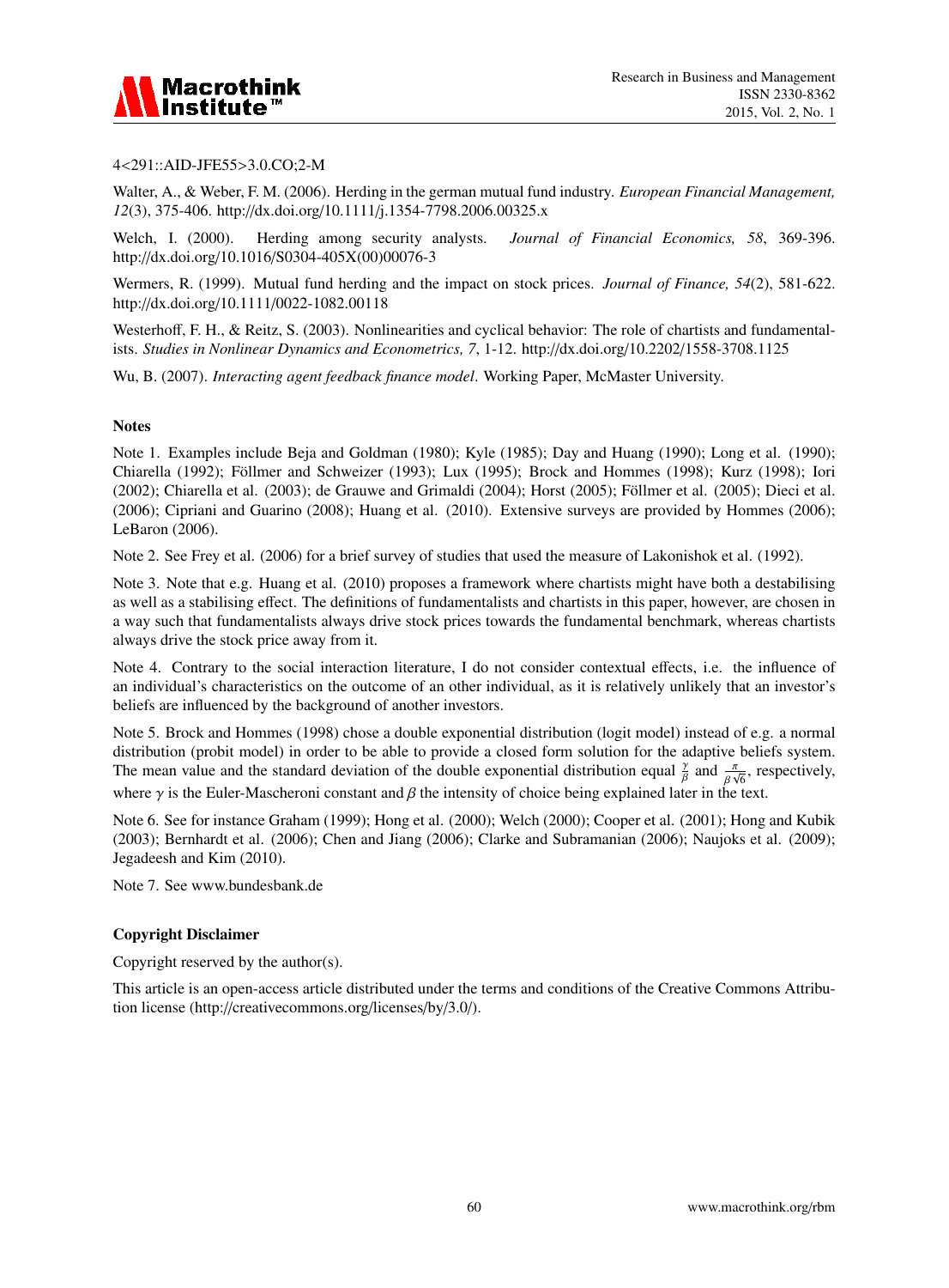4<291::AID-JFE55>3.0.CO;2-M

Walter, A., & Weber, F. M. (2006). Herding in the german mutual fund industry. *European Financial Management, 12*(3), 375-406. http://dx.doi.org/10.1111/j.1354-7798.2006.00325.x

Welch, I. (2000). Herding among security analysts. *Journal of Financial Economics, 58*, 369-396. http://dx.doi.org/10.1016/S0304-405X(00)00076-3

Wermers, R. (1999). Mutual fund herding and the impact on stock prices. *Journal of Finance, 54*(2), 581-622. http://dx.doi.org/10.1111/0022-1082.00118

Westerhoff, F. H., & Reitz, S. (2003). Nonlinearities and cyclical behavior: The role of chartists and fundamentalists. *Studies in Nonlinear Dynamics and Econometrics, 7*, 1-12. http://dx.doi.org/10.2202/1558-3708.1125

Wu, B. (2007). *Interacting agent feedback finance model*. Working Paper, McMaster University.

**Notes**

Note 1. Examples include Beja and Goldman (1980); Kyle (1985); Day and Huang (1990); Long et al. (1990); Chiarella (1992); Föllmer and Schweizer (1993); Lux (1995); Brock and Hommes (1998); Kurz (1998); Iori (2002); Chiarella et al. (2003); de Grauwe and Grimaldi (2004); Horst (2005); Föllmer et al. (2005); Dieci et al. (2006); Cipriani and Guarino (2008); Huang et al. (2010). Extensive surveys are provided by Hommes (2006); LeBaron (2006).

Note 2. See Frey et al. (2006) for a brief survey of studies that used the measure of Lakonishok et al. (1992).

Note 3. Note that e.g. Huang et al. (2010) proposes a framework where chartists might have both a destabilising as well as a stabilising effect. The definitions of fundamentalists and chartists in this paper, however, are chosen in a way such that fundamentalists always drive stock prices towards the fundamental benchmark, whereas chartists always drive the stock price away from it.

Note 4. Contrary to the social interaction literature, I do not consider contextual effects, i.e. the influence of an individual's characteristics on the outcome of an other individual, as it is relatively unlikely that an investor's beliefs are influenced by the background of another investors.

Note 5. Brock and Hommes (1998) chose a double exponential distribution (logit model) instead of e.g. a normal distribution (probit model) in order to be able to provide a closed form solution for the adaptive beliefs system. The mean value and the standard deviation of the double exponential distribution equal $\frac{\gamma}{\beta}$ and $\frac{\pi}{\beta\sqrt{6}}$, respectively, where $\gamma$ is the Euler-Mascheroni constant and $\beta$ the intensity of choice being explained later in the text.

Note 6. See for instance Graham (1999); Hong et al. (2000); Welch (2000); Cooper et al. (2001); Hong and Kubik (2003); Bernhardt et al. (2006); Chen and Jiang (2006); Clarke and Subramanian (2006); Naujoks et al. (2009); Jegadeesh and Kim (2010).

Note 7. See www.bundesbank.de

**Copyright Disclaimer**

Copyright reserved by the author(s).

This article is an open-access article distributed under the terms and conditions of the Creative Commons Attribution license (http://creativecommons.org/licenses/by/3.0/).